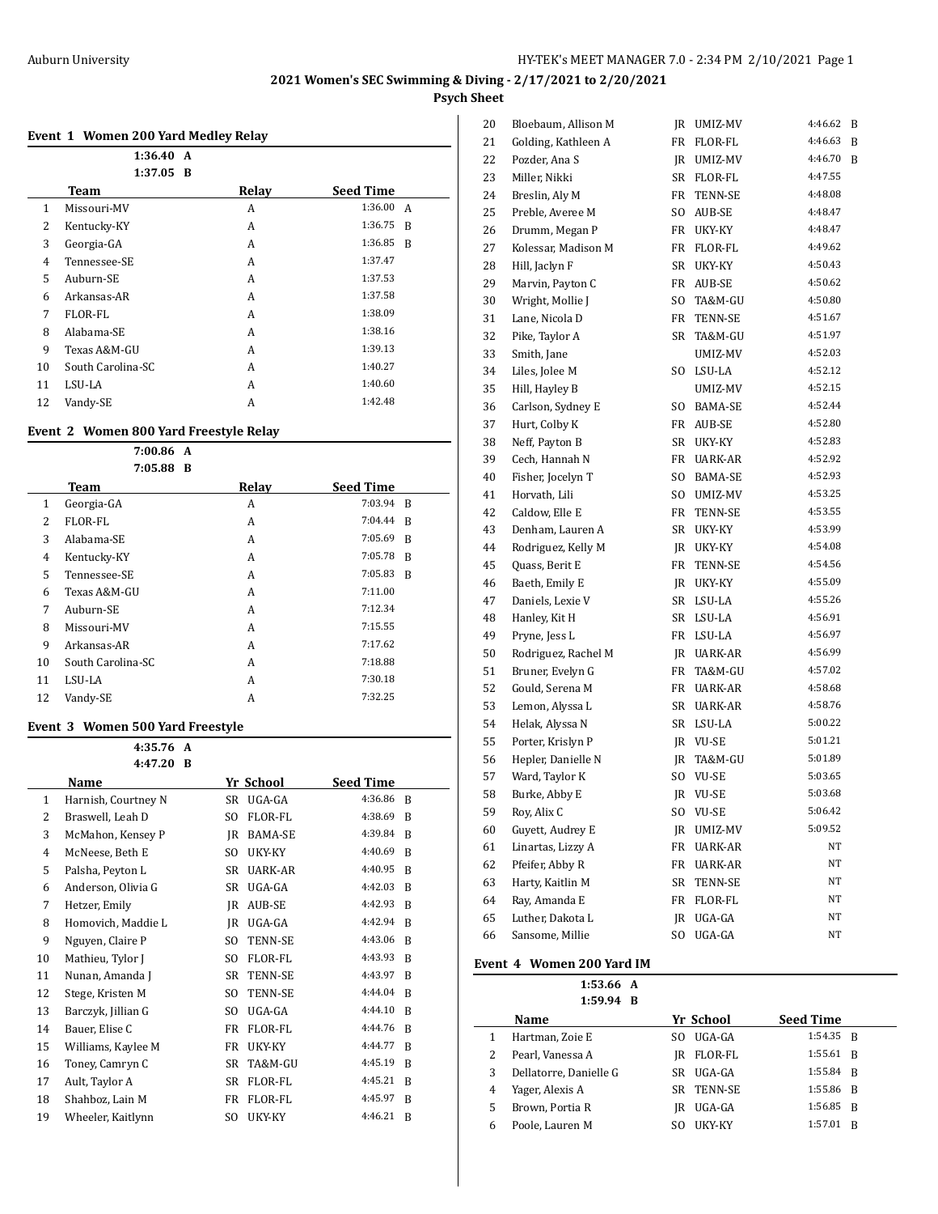## 2021 Women's SEC Swimming & Diving - 2/17/2021 to 2/20/2021

### Psych Sheet

#### Event 1 Women 200 Yard Medley Relay

1:36.40 A
1:37.05 B

| | Team | Relay | Seed Time | |
|---|---|---|---|---|
| 1 | Missouri-MV | A | 1:36.00 | A |
| 2 | Kentucky-KY | A | 1:36.75 | B |
| 3 | Georgia-GA | A | 1:36.85 | B |
| 4 | Tennessee-SE | A | 1:37.47 | |
| 5 | Auburn-SE | A | 1:37.53 | |
| 6 | Arkansas-AR | A | 1:37.58 | |
| 7 | FLOR-FL | A | 1:38.09 | |
| 8 | Alabama-SE | A | 1:38.16 | |
| 9 | Texas A&M-GU | A | 1:39.13 | |
| 10 | South Carolina-SC | A | 1:40.27 | |
| 11 | LSU-LA | A | 1:40.60 | |
| 12 | Vandy-SE | A | 1:42.48 | |

#### Event 2 Women 800 Yard Freestyle Relay

7:00.86 A
7:05.88 B

| | Team | Relay | Seed Time | |
|---|---|---|---|---|
| 1 | Georgia-GA | A | 7:03.94 | B |
| 2 | FLOR-FL | A | 7:04.44 | B |
| 3 | Alabama-SE | A | 7:05.69 | B |
| 4 | Kentucky-KY | A | 7:05.78 | B |
| 5 | Tennessee-SE | A | 7:05.83 | B |
| 6 | Texas A&M-GU | A | 7:11.00 | |
| 7 | Auburn-SE | A | 7:12.34 | |
| 8 | Missouri-MV | A | 7:15.55 | |
| 9 | Arkansas-AR | A | 7:17.62 | |
| 10 | South Carolina-SC | A | 7:18.88 | |
| 11 | LSU-LA | A | 7:30.18 | |
| 12 | Vandy-SE | A | 7:32.25 | |

#### Event 3 Women 500 Yard Freestyle

4:35.76 A
4:47.20 B

| | Name | Yr | School | Seed Time | |
|---|---|---|---|---|---|
| 1 | Harnish, Courtney N | SR | UGA-GA | 4:36.86 | B |
| 2 | Braswell, Leah D | SO | FLOR-FL | 4:38.69 | B |
| 3 | McMahon, Kensey P | JR | BAMA-SE | 4:39.84 | B |
| 4 | McNeese, Beth E | SO | UKY-KY | 4:40.69 | B |
| 5 | Palsha, Peyton L | SR | UARK-AR | 4:40.95 | B |
| 6 | Anderson, Olivia G | SR | UGA-GA | 4:42.03 | B |
| 7 | Hetzer, Emily | JR | AUB-SE | 4:42.93 | B |
| 8 | Homovich, Maddie L | JR | UGA-GA | 4:42.94 | B |
| 9 | Nguyen, Claire P | SO | TENN-SE | 4:43.06 | B |
| 10 | Mathieu, Tylor J | SO | FLOR-FL | 4:43.93 | B |
| 11 | Nunan, Amanda J | SR | TENN-SE | 4:43.97 | B |
| 12 | Stege, Kristen M | SO | TENN-SE | 4:44.04 | B |
| 13 | Barczyk, Jillian G | SO | UGA-GA | 4:44.10 | B |
| 14 | Bauer, Elise C | FR | FLOR-FL | 4:44.76 | B |
| 15 | Williams, Kaylee M | FR | UKY-KY | 4:44.77 | B |
| 16 | Toney, Camryn C | SR | TA&M-GU | 4:45.19 | B |
| 17 | Ault, Taylor A | SR | FLOR-FL | 4:45.21 | B |
| 18 | Shahboz, Lain M | FR | FLOR-FL | 4:45.97 | B |
| 19 | Wheeler, Kaitlynn | SO | UKY-KY | 4:46.21 | B |
| 20 | Bloebaum, Allison M | JR | UMIZ-MV | 4:46.62 | B |
| 21 | Golding, Kathleen A | FR | FLOR-FL | 4:46.63 | B |
| 22 | Pozder, Ana S | JR | UMIZ-MV | 4:46.70 | B |
| 23 | Miller, Nikki | SR | FLOR-FL | 4:47.55 | |
| 24 | Breslin, Aly M | FR | TENN-SE | 4:48.08 | |
| 25 | Preble, Averee M | SO | AUB-SE | 4:48.47 | |
| 26 | Drumm, Megan P | FR | UKY-KY | 4:48.47 | |
| 27 | Kolessar, Madison M | FR | FLOR-FL | 4:49.62 | |
| 28 | Hill, Jaclyn F | SR | UKY-KY | 4:50.43 | |
| 29 | Marvin, Payton C | FR | AUB-SE | 4:50.62 | |
| 30 | Wright, Mollie J | SO | TA&M-GU | 4:50.80 | |
| 31 | Lane, Nicola D | FR | TENN-SE | 4:51.67 | |
| 32 | Pike, Taylor A | SR | TA&M-GU | 4:51.97 | |
| 33 | Smith, Jane | | UMIZ-MV | 4:52.03 | |
| 34 | Liles, Jolee M | SO | LSU-LA | 4:52.12 | |
| 35 | Hill, Hayley B | | UMIZ-MV | 4:52.15 | |
| 36 | Carlson, Sydney E | SO | BAMA-SE | 4:52.44 | |
| 37 | Hurt, Colby K | FR | AUB-SE | 4:52.80 | |
| 38 | Neff, Payton B | SR | UKY-KY | 4:52.83 | |
| 39 | Cech, Hannah N | FR | UARK-AR | 4:52.92 | |
| 40 | Fisher, Jocelyn T | SO | BAMA-SE | 4:52.93 | |
| 41 | Horvath, Lili | SO | UMIZ-MV | 4:53.25 | |
| 42 | Caldow, Elle E | FR | TENN-SE | 4:53.55 | |
| 43 | Denham, Lauren A | SR | UKY-KY | 4:53.99 | |
| 44 | Rodriguez, Kelly M | JR | UKY-KY | 4:54.08 | |
| 45 | Quass, Berit E | FR | TENN-SE | 4:54.56 | |
| 46 | Baeth, Emily E | JR | UKY-KY | 4:55.09 | |
| 47 | Daniels, Lexie V | SR | LSU-LA | 4:55.26 | |
| 48 | Hanley, Kit H | SR | LSU-LA | 4:56.91 | |
| 49 | Pryne, Jess L | FR | LSU-LA | 4:56.97 | |
| 50 | Rodriguez, Rachel M | JR | UARK-AR | 4:56.99 | |
| 51 | Bruner, Evelyn G | FR | TA&M-GU | 4:57.02 | |
| 52 | Gould, Serena M | FR | UARK-AR | 4:58.68 | |
| 53 | Lemon, Alyssa L | SR | UARK-AR | 4:58.76 | |
| 54 | Helak, Alyssa N | SR | LSU-LA | 5:00.22 | |
| 55 | Porter, Krislyn P | JR | VU-SE | 5:01.21 | |
| 56 | Hepler, Danielle N | JR | TA&M-GU | 5:01.89 | |
| 57 | Ward, Taylor K | SO | VU-SE | 5:03.65 | |
| 58 | Burke, Abby E | JR | VU-SE | 5:03.68 | |
| 59 | Roy, Alix C | SO | VU-SE | 5:06.42 | |
| 60 | Guyett, Audrey E | JR | UMIZ-MV | 5:09.52 | |
| 61 | Linartas, Lizzy A | FR | UARK-AR | NT | |
| 62 | Pfeifer, Abby R | FR | UARK-AR | NT | |
| 63 | Harty, Kaitlin M | SR | TENN-SE | NT | |
| 64 | Ray, Amanda E | FR | FLOR-FL | NT | |
| 65 | Luther, Dakota L | JR | UGA-GA | NT | |
| 66 | Sansome, Millie | SO | UGA-GA | NT | |

#### Event 4 Women 200 Yard IM

1:53.66 A
1:59.94 B

| | Name | Yr | School | Seed Time | |
|---|---|---|---|---|---|
| 1 | Hartman, Zoie E | SO | UGA-GA | 1:54.35 | B |
| 2 | Pearl, Vanessa A | JR | FLOR-FL | 1:55.61 | B |
| 3 | Dellatorre, Danielle G | SR | UGA-GA | 1:55.84 | B |
| 4 | Yager, Alexis A | SR | TENN-SE | 1:55.86 | B |
| 5 | Brown, Portia R | JR | UGA-GA | 1:56.85 | B |
| 6 | Poole, Lauren M | SO | UKY-KY | 1:57.01 | B |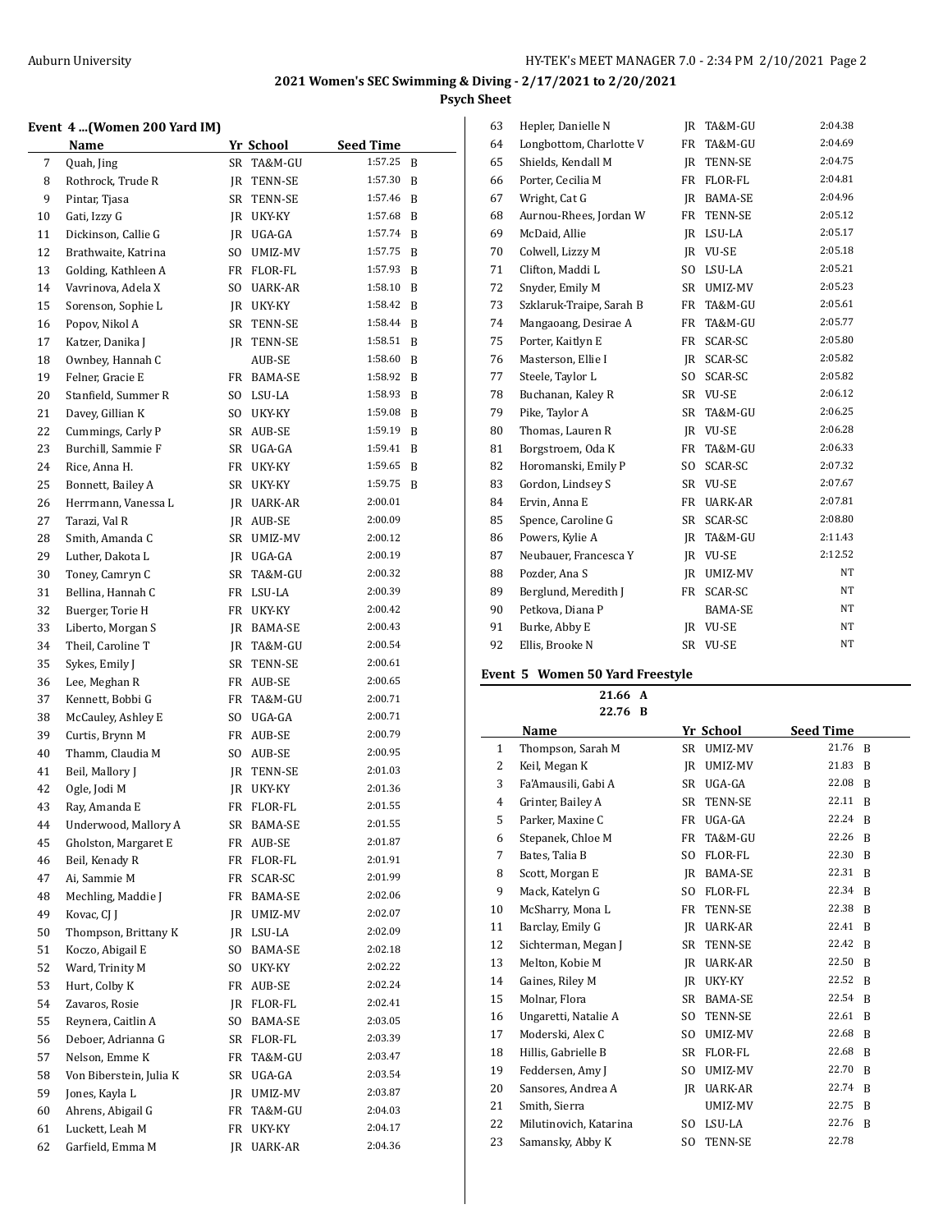## 2021 Women's SEC Swimming & Diving - 2/17/2021 to 2/20/2021

### Psych Sheet

#### Event 4 ...(Women 200 Yard IM)

| | Name | Yr | School | Seed Time | |
|---|---|---|---|---|---|
| 7 | Quah, Jing | SR | TA&M-GU | 1:57.25 | B |
| 8 | Rothrock, Trude R | JR | TENN-SE | 1:57.30 | B |
| 9 | Pintar, Tjasa | SR | TENN-SE | 1:57.46 | B |
| 10 | Gati, Izzy G | JR | UKY-KY | 1:57.68 | B |
| 11 | Dickinson, Callie G | JR | UGA-GA | 1:57.74 | B |
| 12 | Brathwaite, Katrina | SO | UMIZ-MV | 1:57.75 | B |
| 13 | Golding, Kathleen A | FR | FLOR-FL | 1:57.93 | B |
| 14 | Vavrinova, Adela X | SO | UARK-AR | 1:58.10 | B |
| 15 | Sorenson, Sophie L | JR | UKY-KY | 1:58.42 | B |
| 16 | Popov, Nikol A | SR | TENN-SE | 1:58.44 | B |
| 17 | Katzer, Danika J | JR | TENN-SE | 1:58.51 | B |
| 18 | Ownbey, Hannah C | | AUB-SE | 1:58.60 | B |
| 19 | Felner, Gracie E | FR | BAMA-SE | 1:58.92 | B |
| 20 | Stanfield, Summer R | SO | LSU-LA | 1:58.93 | B |
| 21 | Davey, Gillian K | SO | UKY-KY | 1:59.08 | B |
| 22 | Cummings, Carly P | SR | AUB-SE | 1:59.19 | B |
| 23 | Burchill, Sammie F | SR | UGA-GA | 1:59.41 | B |
| 24 | Rice, Anna H. | FR | UKY-KY | 1:59.65 | B |
| 25 | Bonnett, Bailey A | SR | UKY-KY | 1:59.75 | B |
| 26 | Herrmann, Vanessa L | JR | UARK-AR | 2:00.01 | |
| 27 | Tarazi, Val R | JR | AUB-SE | 2:00.09 | |
| 28 | Smith, Amanda C | SR | UMIZ-MV | 2:00.12 | |
| 29 | Luther, Dakota L | JR | UGA-GA | 2:00.19 | |
| 30 | Toney, Camryn C | SR | TA&M-GU | 2:00.32 | |
| 31 | Bellina, Hannah C | FR | LSU-LA | 2:00.39 | |
| 32 | Buerger, Torie H | FR | UKY-KY | 2:00.42 | |
| 33 | Liberto, Morgan S | JR | BAMA-SE | 2:00.43 | |
| 34 | Theil, Caroline T | JR | TA&M-GU | 2:00.54 | |
| 35 | Sykes, Emily J | SR | TENN-SE | 2:00.61 | |
| 36 | Lee, Meghan R | FR | AUB-SE | 2:00.65 | |
| 37 | Kennett, Bobbi G | FR | TA&M-GU | 2:00.71 | |
| 38 | McCauley, Ashley E | SO | UGA-GA | 2:00.71 | |
| 39 | Curtis, Brynn M | FR | AUB-SE | 2:00.79 | |
| 40 | Thamm, Claudia M | SO | AUB-SE | 2:00.95 | |
| 41 | Beil, Mallory J | JR | TENN-SE | 2:01.03 | |
| 42 | Ogle, Jodi M | JR | UKY-KY | 2:01.36 | |
| 43 | Ray, Amanda E | FR | FLOR-FL | 2:01.55 | |
| 44 | Underwood, Mallory A | SR | BAMA-SE | 2:01.55 | |
| 45 | Gholston, Margaret E | FR | AUB-SE | 2:01.87 | |
| 46 | Beil, Kenady R | FR | FLOR-FL | 2:01.91 | |
| 47 | Ai, Sammie M | FR | SCAR-SC | 2:01.99 | |
| 48 | Mechling, Maddie J | FR | BAMA-SE | 2:02.06 | |
| 49 | Kovac, CJ J | JR | UMIZ-MV | 2:02.07 | |
| 50 | Thompson, Brittany K | JR | LSU-LA | 2:02.09 | |
| 51 | Koczo, Abigail E | SO | BAMA-SE | 2:02.18 | |
| 52 | Ward, Trinity M | SO | UKY-KY | 2:02.22 | |
| 53 | Hurt, Colby K | FR | AUB-SE | 2:02.24 | |
| 54 | Zavaros, Rosie | JR | FLOR-FL | 2:02.41 | |
| 55 | Reynera, Caitlin A | SO | BAMA-SE | 2:03.05 | |
| 56 | Deboer, Adrianna G | SR | FLOR-FL | 2:03.39 | |
| 57 | Nelson, Emme K | FR | TA&M-GU | 2:03.47 | |
| 58 | Von Biberstein, Julia K | SR | UGA-GA | 2:03.54 | |
| 59 | Jones, Kayla L | JR | UMIZ-MV | 2:03.87 | |
| 60 | Ahrens, Abigail G | FR | TA&M-GU | 2:04.03 | |
| 61 | Luckett, Leah M | FR | UKY-KY | 2:04.17 | |
| 62 | Garfield, Emma M | JR | UARK-AR | 2:04.36 | |
| 63 | Hepler, Danielle N | JR | TA&M-GU | 2:04.38 | |
| 64 | Longbottom, Charlotte V | FR | TA&M-GU | 2:04.69 | |
| 65 | Shields, Kendall M | JR | TENN-SE | 2:04.75 | |
| 66 | Porter, Cecilia M | FR | FLOR-FL | 2:04.81 | |
| 67 | Wright, Cat G | JR | BAMA-SE | 2:04.96 | |
| 68 | Aurnou-Rhees, Jordan W | FR | TENN-SE | 2:05.12 | |
| 69 | McDaid, Allie | JR | LSU-LA | 2:05.17 | |
| 70 | Colwell, Lizzy M | JR | VU-SE | 2:05.18 | |
| 71 | Clifton, Maddi L | SO | LSU-LA | 2:05.21 | |
| 72 | Snyder, Emily M | SR | UMIZ-MV | 2:05.23 | |
| 73 | Szklaruk-Traipe, Sarah B | FR | TA&M-GU | 2:05.61 | |
| 74 | Mangaoang, Desirae A | FR | TA&M-GU | 2:05.77 | |
| 75 | Porter, Kaitlyn E | FR | SCAR-SC | 2:05.80 | |
| 76 | Masterson, Ellie I | JR | SCAR-SC | 2:05.82 | |
| 77 | Steele, Taylor L | SO | SCAR-SC | 2:05.82 | |
| 78 | Buchanan, Kaley R | SR | VU-SE | 2:06.12 | |
| 79 | Pike, Taylor A | SR | TA&M-GU | 2:06.25 | |
| 80 | Thomas, Lauren R | JR | VU-SE | 2:06.28 | |
| 81 | Borgstroem, Oda K | FR | TA&M-GU | 2:06.33 | |
| 82 | Horomanski, Emily P | SO | SCAR-SC | 2:07.32 | |
| 83 | Gordon, Lindsey S | SR | VU-SE | 2:07.67 | |
| 84 | Ervin, Anna E | FR | UARK-AR | 2:07.81 | |
| 85 | Spence, Caroline G | SR | SCAR-SC | 2:08.80 | |
| 86 | Powers, Kylie A | JR | TA&M-GU | 2:11.43 | |
| 87 | Neubauer, Francesca Y | JR | VU-SE | 2:12.52 | |
| 88 | Pozder, Ana S | JR | UMIZ-MV | NT | |
| 89 | Berglund, Meredith J | FR | SCAR-SC | NT | |
| 90 | Petkova, Diana P | | BAMA-SE | NT | |
| 91 | Burke, Abby E | JR | VU-SE | NT | |
| 92 | Ellis, Brooke N | SR | VU-SE | NT | |

#### Event 5 Women 50 Yard Freestyle

21.66 A
22.76 B

| | Name | Yr | School | Seed Time | |
|---|---|---|---|---|---|
| 1 | Thompson, Sarah M | SR | UMIZ-MV | 21.76 | B |
| 2 | Keil, Megan K | JR | UMIZ-MV | 21.83 | B |
| 3 | Fa'Amausili, Gabi A | SR | UGA-GA | 22.08 | B |
| 4 | Grinter, Bailey A | SR | TENN-SE | 22.11 | B |
| 5 | Parker, Maxine C | FR | UGA-GA | 22.24 | B |
| 6 | Stepanek, Chloe M | FR | TA&M-GU | 22.26 | B |
| 7 | Bates, Talia B | SO | FLOR-FL | 22.30 | B |
| 8 | Scott, Morgan E | JR | BAMA-SE | 22.31 | B |
| 9 | Mack, Katelyn G | SO | FLOR-FL | 22.34 | B |
| 10 | McSharry, Mona L | FR | TENN-SE | 22.38 | B |
| 11 | Barclay, Emily G | JR | UARK-AR | 22.41 | B |
| 12 | Sichterman, Megan J | SR | TENN-SE | 22.42 | B |
| 13 | Melton, Kobie M | JR | UARK-AR | 22.50 | B |
| 14 | Gaines, Riley M | JR | UKY-KY | 22.52 | B |
| 15 | Molnar, Flora | SR | BAMA-SE | 22.54 | B |
| 16 | Ungaretti, Natalie A | SO | TENN-SE | 22.61 | B |
| 17 | Moderski, Alex C | SO | UMIZ-MV | 22.68 | B |
| 18 | Hillis, Gabrielle B | SR | FLOR-FL | 22.68 | B |
| 19 | Feddersen, Amy J | SO | UMIZ-MV | 22.70 | B |
| 20 | Sansores, Andrea A | JR | UARK-AR | 22.74 | B |
| 21 | Smith, Sierra | | UMIZ-MV | 22.75 | B |
| 22 | Milutinovich, Katarina | SO | LSU-LA | 22.76 | B |
| 23 | Samansky, Abby K | SO | TENN-SE | 22.78 | |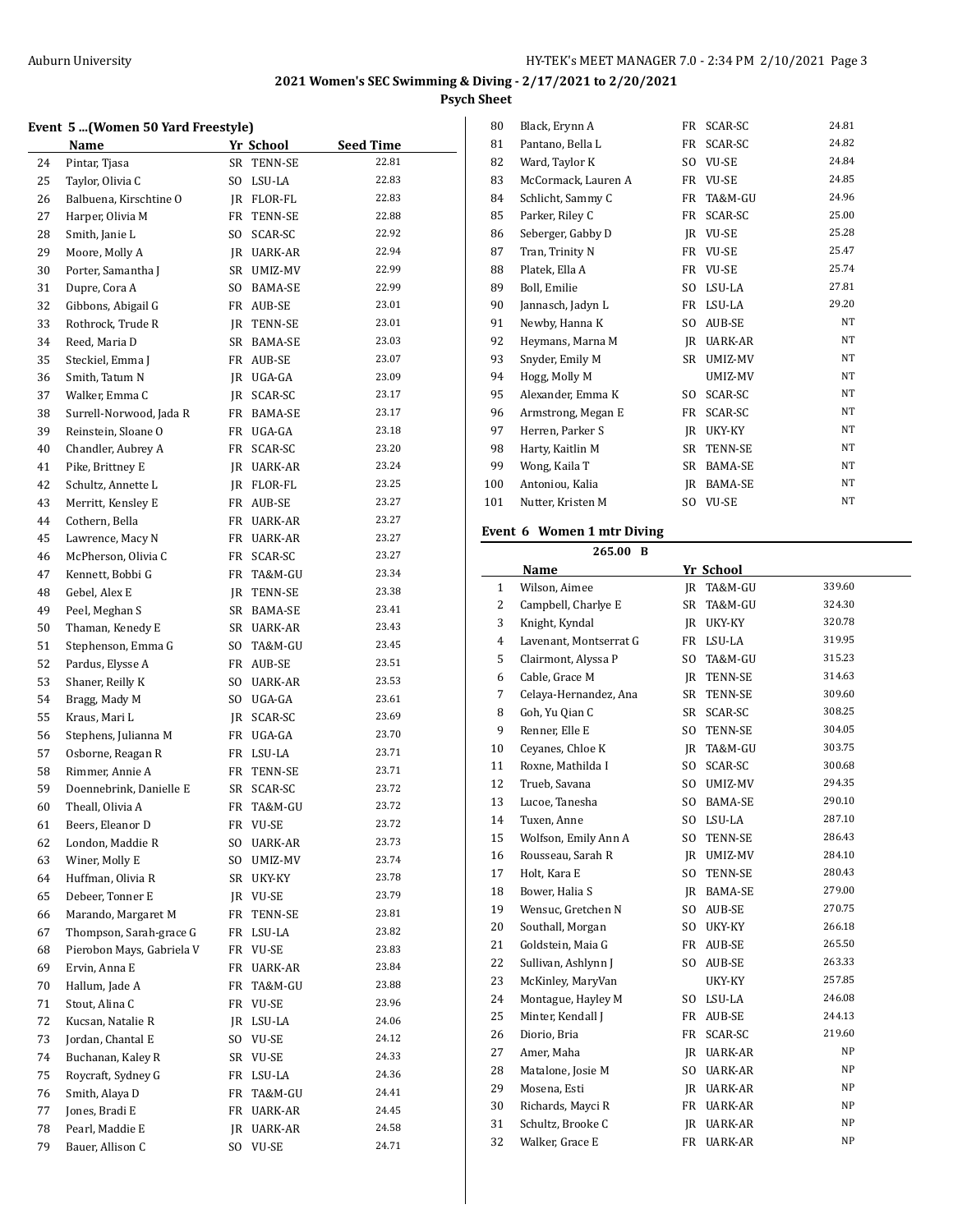## 2021 Women's SEC Swimming & Diving - 2/17/2021 to 2/20/2021

**Psych Sheet**

### Event 5 ...(Women 50 Yard Freestyle)

| | Name | Yr | School | Seed Time |
|---|---|---|---|---|
| 24 | Pintar, Tjasa | SR | TENN-SE | 22.81 |
| 25 | Taylor, Olivia C | SO | LSU-LA | 22.83 |
| 26 | Balbuena, Kirschtine O | JR | FLOR-FL | 22.83 |
| 27 | Harper, Olivia M | FR | TENN-SE | 22.88 |
| 28 | Smith, Janie L | SO | SCAR-SC | 22.92 |
| 29 | Moore, Molly A | JR | UARK-AR | 22.94 |
| 30 | Porter, Samantha J | SR | UMIZ-MV | 22.99 |
| 31 | Dupre, Cora A | SO | BAMA-SE | 22.99 |
| 32 | Gibbons, Abigail G | FR | AUB-SE | 23.01 |
| 33 | Rothrock, Trude R | JR | TENN-SE | 23.01 |
| 34 | Reed, Maria D | SR | BAMA-SE | 23.03 |
| 35 | Steckiel, Emma J | FR | AUB-SE | 23.07 |
| 36 | Smith, Tatum N | JR | UGA-GA | 23.09 |
| 37 | Walker, Emma C | JR | SCAR-SC | 23.17 |
| 38 | Surrell-Norwood, Jada R | FR | BAMA-SE | 23.17 |
| 39 | Reinstein, Sloane O | FR | UGA-GA | 23.18 |
| 40 | Chandler, Aubrey A | FR | SCAR-SC | 23.20 |
| 41 | Pike, Brittney E | JR | UARK-AR | 23.24 |
| 42 | Schultz, Annette L | JR | FLOR-FL | 23.25 |
| 43 | Merritt, Kensley E | FR | AUB-SE | 23.27 |
| 44 | Cothern, Bella | FR | UARK-AR | 23.27 |
| 45 | Lawrence, Macy N | FR | UARK-AR | 23.27 |
| 46 | McPherson, Olivia C | FR | SCAR-SC | 23.27 |
| 47 | Kennett, Bobbi G | FR | TA&M-GU | 23.34 |
| 48 | Gebel, Alex E | JR | TENN-SE | 23.38 |
| 49 | Peel, Meghan S | SR | BAMA-SE | 23.41 |
| 50 | Thaman, Kenedy E | SR | UARK-AR | 23.43 |
| 51 | Stephenson, Emma G | SO | TA&M-GU | 23.45 |
| 52 | Pardus, Elysse A | FR | AUB-SE | 23.51 |
| 53 | Shaner, Reilly K | SO | UARK-AR | 23.53 |
| 54 | Bragg, Mady M | SO | UGA-GA | 23.61 |
| 55 | Kraus, Mari L | JR | SCAR-SC | 23.69 |
| 56 | Stephens, Julianna M | FR | UGA-GA | 23.70 |
| 57 | Osborne, Reagan R | FR | LSU-LA | 23.71 |
| 58 | Rimmer, Annie A | FR | TENN-SE | 23.71 |
| 59 | Doennebrink, Danielle E | SR | SCAR-SC | 23.72 |
| 60 | Theall, Olivia A | FR | TA&M-GU | 23.72 |
| 61 | Beers, Eleanor D | FR | VU-SE | 23.72 |
| 62 | London, Maddie R | SO | UARK-AR | 23.73 |
| 63 | Winer, Molly E | SO | UMIZ-MV | 23.74 |
| 64 | Huffman, Olivia R | SR | UKY-KY | 23.78 |
| 65 | Debeer, Tonner E | JR | VU-SE | 23.79 |
| 66 | Marando, Margaret M | FR | TENN-SE | 23.81 |
| 67 | Thompson, Sarah-grace G | FR | LSU-LA | 23.82 |
| 68 | Pierobon Mays, Gabriela V | FR | VU-SE | 23.83 |
| 69 | Ervin, Anna E | FR | UARK-AR | 23.84 |
| 70 | Hallum, Jade A | FR | TA&M-GU | 23.88 |
| 71 | Stout, Alina C | FR | VU-SE | 23.96 |
| 72 | Kucsan, Natalie R | JR | LSU-LA | 24.06 |
| 73 | Jordan, Chantal E | SO | VU-SE | 24.12 |
| 74 | Buchanan, Kaley R | SR | VU-SE | 24.33 |
| 75 | Roycraft, Sydney G | FR | LSU-LA | 24.36 |
| 76 | Smith, Alaya D | FR | TA&M-GU | 24.41 |
| 77 | Jones, Bradi E | FR | UARK-AR | 24.45 |
| 78 | Pearl, Maddie E | JR | UARK-AR | 24.58 |
| 79 | Bauer, Allison C | SO | VU-SE | 24.71 |
| 80 | Black, Erynn A | FR | SCAR-SC | 24.81 |
| 81 | Pantano, Bella L | FR | SCAR-SC | 24.82 |
| 82 | Ward, Taylor K | SO | VU-SE | 24.84 |
| 83 | McCormack, Lauren A | FR | VU-SE | 24.85 |
| 84 | Schlicht, Sammy C | FR | TA&M-GU | 24.96 |
| 85 | Parker, Riley C | FR | SCAR-SC | 25.00 |
| 86 | Seberger, Gabby D | JR | VU-SE | 25.28 |
| 87 | Tran, Trinity N | FR | VU-SE | 25.47 |
| 88 | Platek, Ella A | FR | VU-SE | 25.74 |
| 89 | Boll, Emilie | SO | LSU-LA | 27.81 |
| 90 | Jannasch, Jadyn L | FR | LSU-LA | 29.20 |
| 91 | Newby, Hanna K | SO | AUB-SE | NT |
| 92 | Heymans, Marna M | JR | UARK-AR | NT |
| 93 | Snyder, Emily M | SR | UMIZ-MV | NT |
| 94 | Hogg, Molly M | | UMIZ-MV | NT |
| 95 | Alexander, Emma K | SO | SCAR-SC | NT |
| 96 | Armstrong, Megan E | FR | SCAR-SC | NT |
| 97 | Herren, Parker S | JR | UKY-KY | NT |
| 98 | Harty, Kaitlin M | SR | TENN-SE | NT |
| 99 | Wong, Kaila T | SR | BAMA-SE | NT |
| 100 | Antoniou, Kalia | JR | BAMA-SE | NT |
| 101 | Nutter, Kristen M | SO | VU-SE | NT |

### Event 6 Women 1 mtr Diving

265.00 B

| | Name | Yr | School | |
|---|---|---|---|---|
| 1 | Wilson, Aimee | JR | TA&M-GU | 339.60 |
| 2 | Campbell, Charlye E | SR | TA&M-GU | 324.30 |
| 3 | Knight, Kyndal | JR | UKY-KY | 320.78 |
| 4 | Lavenant, Montserrat G | FR | LSU-LA | 319.95 |
| 5 | Clairmont, Alyssa P | SO | TA&M-GU | 315.23 |
| 6 | Cable, Grace M | JR | TENN-SE | 314.63 |
| 7 | Celaya-Hernandez, Ana | SR | TENN-SE | 309.60 |
| 8 | Goh, Yu Qian C | SR | SCAR-SC | 308.25 |
| 9 | Renner, Elle E | SO | TENN-SE | 304.05 |
| 10 | Ceyanes, Chloe K | JR | TA&M-GU | 303.75 |
| 11 | Roxne, Mathilda I | SO | SCAR-SC | 300.68 |
| 12 | Trueb, Savana | SO | UMIZ-MV | 294.35 |
| 13 | Lucoe, Tanesha | SO | BAMA-SE | 290.10 |
| 14 | Tuxen, Anne | SO | LSU-LA | 287.10 |
| 15 | Wolfson, Emily Ann A | SO | TENN-SE | 286.43 |
| 16 | Rousseau, Sarah R | JR | UMIZ-MV | 284.10 |
| 17 | Holt, Kara E | SO | TENN-SE | 280.43 |
| 18 | Bower, Halia S | JR | BAMA-SE | 279.00 |
| 19 | Wensuc, Gretchen N | SO | AUB-SE | 270.75 |
| 20 | Southall, Morgan | SO | UKY-KY | 266.18 |
| 21 | Goldstein, Maia G | FR | AUB-SE | 265.50 |
| 22 | Sullivan, Ashlynn J | SO | AUB-SE | 263.33 |
| 23 | McKinley, MaryVan | | UKY-KY | 257.85 |
| 24 | Montague, Hayley M | SO | LSU-LA | 246.08 |
| 25 | Minter, Kendall J | FR | AUB-SE | 244.13 |
| 26 | Diorio, Bria | FR | SCAR-SC | 219.60 |
| 27 | Amer, Maha | JR | UARK-AR | NP |
| 28 | Matalone, Josie M | SO | UARK-AR | NP |
| 29 | Mosena, Esti | JR | UARK-AR | NP |
| 30 | Richards, Mayci R | FR | UARK-AR | NP |
| 31 | Schultz, Brooke C | JR | UARK-AR | NP |
| 32 | Walker, Grace E | FR | UARK-AR | NP |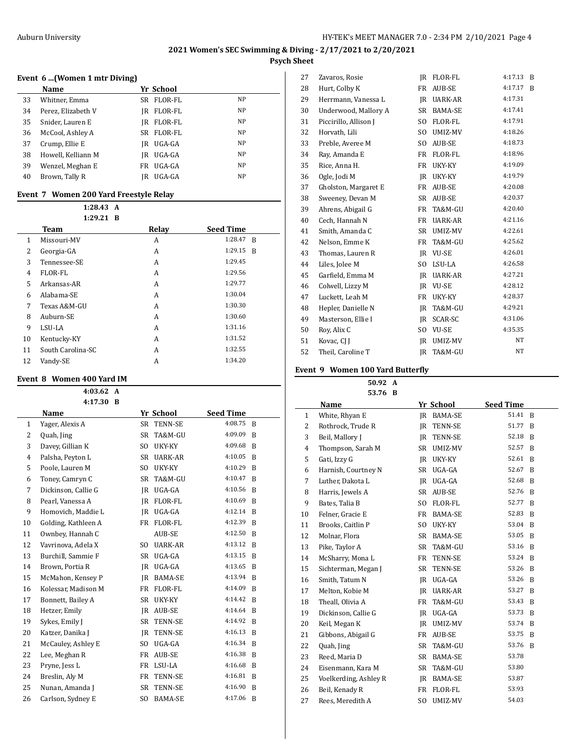## 2021 Women's SEC Swimming & Diving - 2/17/2021 to 2/20/2021

### Psych Sheet

#### Event 6 ...(Women 1 mtr Diving)

| | Name | Yr | School | |
|---|---|---|---|---|
| 33 | Whitner, Emma | SR | FLOR-FL | NP |
| 34 | Perez, Elizabeth V | JR | FLOR-FL | NP |
| 35 | Snider, Lauren E | JR | FLOR-FL | NP |
| 36 | McCool, Ashley A | SR | FLOR-FL | NP |
| 37 | Crump, Ellie E | JR | UGA-GA | NP |
| 38 | Howell, Kelliann M | JR | UGA-GA | NP |
| 39 | Wenzel, Meghan E | FR | UGA-GA | NP |
| 40 | Brown, Tally R | JR | UGA-GA | NP |

#### Event 7 Women 200 Yard Freestyle Relay

1:28.43 A
1:29.21 B

| | Team | Relay | Seed Time | |
|---|---|---|---|---|
| 1 | Missouri-MV | A | 1:28.47 | B |
| 2 | Georgia-GA | A | 1:29.15 | B |
| 3 | Tennessee-SE | A | 1:29.45 | |
| 4 | FLOR-FL | A | 1:29.56 | |
| 5 | Arkansas-AR | A | 1:29.77 | |
| 6 | Alabama-SE | A | 1:30.04 | |
| 7 | Texas A&M-GU | A | 1:30.30 | |
| 8 | Auburn-SE | A | 1:30.60 | |
| 9 | LSU-LA | A | 1:31.16 | |
| 10 | Kentucky-KY | A | 1:31.52 | |
| 11 | South Carolina-SC | A | 1:32.55 | |
| 12 | Vandy-SE | A | 1:34.20 | |

#### Event 8 Women 400 Yard IM

4:03.62 A
4:17.30 B

| | Name | Yr | School | Seed Time | |
|---|---|---|---|---|---|
| 1 | Yager, Alexis A | SR | TENN-SE | 4:08.75 | B |
| 2 | Quah, Jing | SR | TA&M-GU | 4:09.09 | B |
| 3 | Davey, Gillian K | SO | UKY-KY | 4:09.68 | B |
| 4 | Palsha, Peyton L | SR | UARK-AR | 4:10.05 | B |
| 5 | Poole, Lauren M | SO | UKY-KY | 4:10.29 | B |
| 6 | Toney, Camryn C | SR | TA&M-GU | 4:10.47 | B |
| 7 | Dickinson, Callie G | JR | UGA-GA | 4:10.56 | B |
| 8 | Pearl, Vanessa A | JR | FLOR-FL | 4:10.69 | B |
| 9 | Homovich, Maddie L | JR | UGA-GA | 4:12.14 | B |
| 10 | Golding, Kathleen A | FR | FLOR-FL | 4:12.39 | B |
| 11 | Ownbey, Hannah C | | AUB-SE | 4:12.50 | B |
| 12 | Vavrinova, Adela X | SO | UARK-AR | 4:13.12 | B |
| 13 | Burchill, Sammie F | SR | UGA-GA | 4:13.15 | B |
| 14 | Brown, Portia R | JR | UGA-GA | 4:13.65 | B |
| 15 | McMahon, Kensey P | JR | BAMA-SE | 4:13.94 | B |
| 16 | Kolessar, Madison M | FR | FLOR-FL | 4:14.09 | B |
| 17 | Bonnett, Bailey A | SR | UKY-KY | 4:14.42 | B |
| 18 | Hetzer, Emily | JR | AUB-SE | 4:14.64 | B |
| 19 | Sykes, Emily J | SR | TENN-SE | 4:14.92 | B |
| 20 | Katzer, Danika J | JR | TENN-SE | 4:16.13 | B |
| 21 | McCauley, Ashley E | SO | UGA-GA | 4:16.34 | B |
| 22 | Lee, Meghan R | FR | AUB-SE | 4:16.38 | B |
| 23 | Pryne, Jess L | FR | LSU-LA | 4:16.68 | B |
| 24 | Breslin, Aly M | FR | TENN-SE | 4:16.81 | B |
| 25 | Nunan, Amanda J | SR | TENN-SE | 4:16.90 | B |
| 26 | Carlson, Sydney E | SO | BAMA-SE | 4:17.06 | B |
| 27 | Zavaros, Rosie | JR | FLOR-FL | 4:17.13 | B |
| 28 | Hurt, Colby K | FR | AUB-SE | 4:17.17 | B |
| 29 | Herrmann, Vanessa L | JR | UARK-AR | 4:17.31 | |
| 30 | Underwood, Mallory A | SR | BAMA-SE | 4:17.41 | |
| 31 | Piccirillo, Allison J | SO | FLOR-FL | 4:17.91 | |
| 32 | Horvath, Lili | SO | UMIZ-MV | 4:18.26 | |
| 33 | Preble, Averee M | SO | AUB-SE | 4:18.73 | |
| 34 | Ray, Amanda E | FR | FLOR-FL | 4:18.96 | |
| 35 | Rice, Anna H. | FR | UKY-KY | 4:19.09 | |
| 36 | Ogle, Jodi M | JR | UKY-KY | 4:19.79 | |
| 37 | Gholston, Margaret E | FR | AUB-SE | 4:20.08 | |
| 38 | Sweeney, Devan M | SR | AUB-SE | 4:20.37 | |
| 39 | Ahrens, Abigail G | FR | TA&M-GU | 4:20.40 | |
| 40 | Cech, Hannah N | FR | UARK-AR | 4:21.16 | |
| 41 | Smith, Amanda C | SR | UMIZ-MV | 4:22.61 | |
| 42 | Nelson, Emme K | FR | TA&M-GU | 4:25.62 | |
| 43 | Thomas, Lauren R | JR | VU-SE | 4:26.01 | |
| 44 | Liles, Jolee M | SO | LSU-LA | 4:26.58 | |
| 45 | Garfield, Emma M | JR | UARK-AR | 4:27.21 | |
| 46 | Colwell, Lizzy M | JR | VU-SE | 4:28.12 | |
| 47 | Luckett, Leah M | FR | UKY-KY | 4:28.37 | |
| 48 | Hepler, Danielle N | JR | TA&M-GU | 4:29.21 | |
| 49 | Masterson, Ellie I | JR | SCAR-SC | 4:31.06 | |
| 50 | Roy, Alix C | SO | VU-SE | 4:35.35 | |
| 51 | Kovac, CJ J | JR | UMIZ-MV | NT | |
| 52 | Theil, Caroline T | JR | TA&M-GU | NT | |

#### Event 9 Women 100 Yard Butterfly

50.92 A
53.76 B

| | Name | Yr | School | Seed Time | |
|---|---|---|---|---|---|
| 1 | White, Rhyan E | JR | BAMA-SE | 51.41 | B |
| 2 | Rothrock, Trude R | JR | TENN-SE | 51.77 | B |
| 3 | Beil, Mallory J | JR | TENN-SE | 52.18 | B |
| 4 | Thompson, Sarah M | SR | UMIZ-MV | 52.57 | B |
| 5 | Gati, Izzy G | JR | UKY-KY | 52.61 | B |
| 6 | Harnish, Courtney N | SR | UGA-GA | 52.67 | B |
| 7 | Luther, Dakota L | JR | UGA-GA | 52.68 | B |
| 8 | Harris, Jewels A | SR | AUB-SE | 52.76 | B |
| 9 | Bates, Talia B | SO | FLOR-FL | 52.77 | B |
| 10 | Felner, Gracie E | FR | BAMA-SE | 52.83 | B |
| 11 | Brooks, Caitlin P | SO | UKY-KY | 53.04 | B |
| 12 | Molnar, Flora | SR | BAMA-SE | 53.05 | B |
| 13 | Pike, Taylor A | SR | TA&M-GU | 53.16 | B |
| 14 | McSharry, Mona L | FR | TENN-SE | 53.24 | B |
| 15 | Sichterman, Megan J | SR | TENN-SE | 53.26 | B |
| 16 | Smith, Tatum N | JR | UGA-GA | 53.26 | B |
| 17 | Melton, Kobie M | JR | UARK-AR | 53.27 | B |
| 18 | Theall, Olivia A | FR | TA&M-GU | 53.43 | B |
| 19 | Dickinson, Callie G | JR | UGA-GA | 53.73 | B |
| 20 | Keil, Megan K | JR | UMIZ-MV | 53.74 | B |
| 21 | Gibbons, Abigail G | FR | AUB-SE | 53.75 | B |
| 22 | Quah, Jing | SR | TA&M-GU | 53.76 | B |
| 23 | Reed, Maria D | SR | BAMA-SE | 53.78 | |
| 24 | Eisenmann, Kara M | SR | TA&M-GU | 53.80 | |
| 25 | Voelkerding, Ashley R | JR | BAMA-SE | 53.87 | |
| 26 | Beil, Kenady R | FR | FLOR-FL | 53.93 | |
| 27 | Rees, Meredith A | SO | UMIZ-MV | 54.03 | |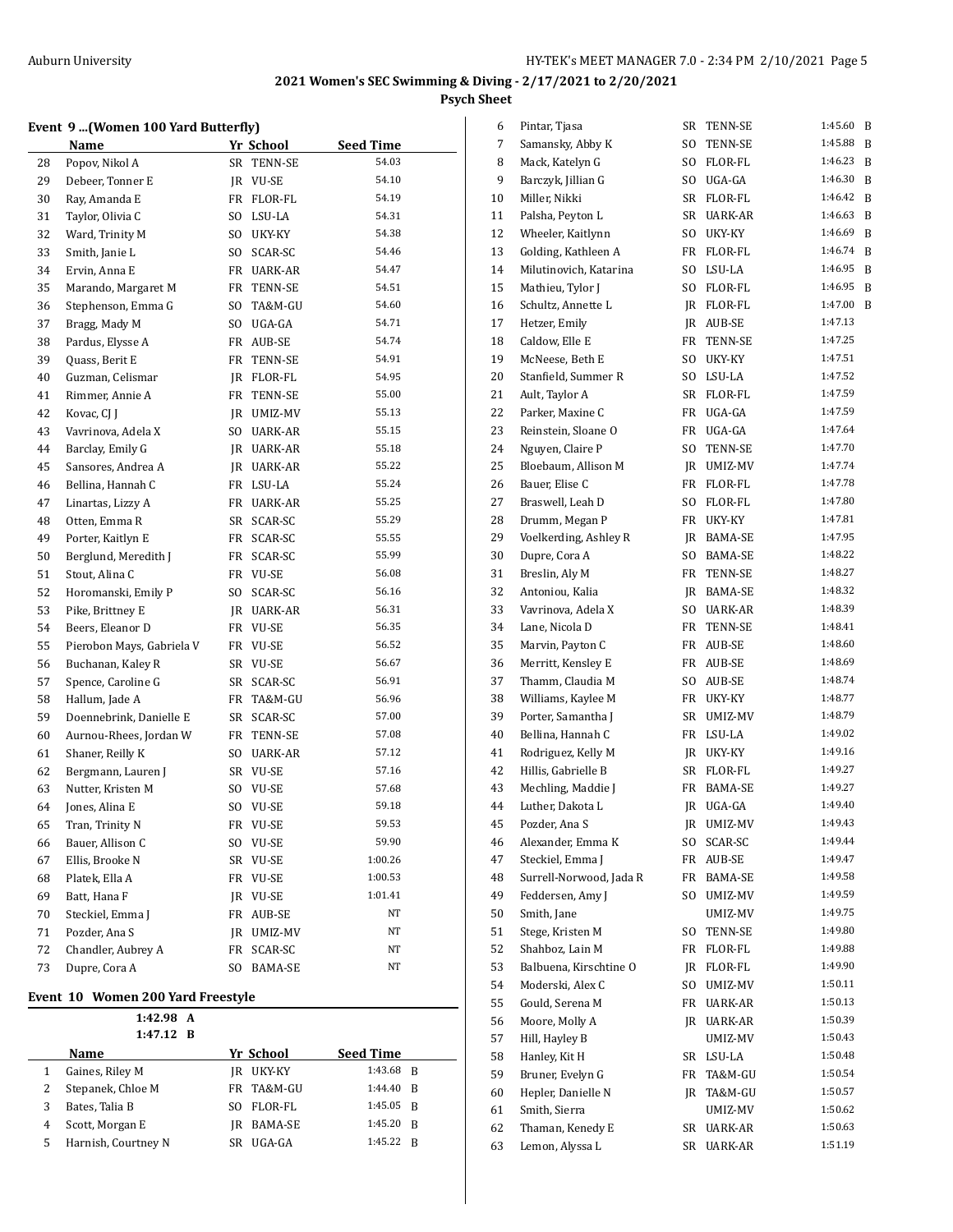## 2021 Women's SEC Swimming & Diving - 2/17/2021 to 2/20/2021

### Psych Sheet

#### Event 9 ...(Women 100 Yard Butterfly)

| | Name | Yr | School | Seed Time |
|---|---|---|---|---|
| 28 | Popov, Nikol A | SR | TENN-SE | 54.03 |
| 29 | Debeer, Tonner E | JR | VU-SE | 54.10 |
| 30 | Ray, Amanda E | FR | FLOR-FL | 54.19 |
| 31 | Taylor, Olivia C | SO | LSU-LA | 54.31 |
| 32 | Ward, Trinity M | SO | UKY-KY | 54.38 |
| 33 | Smith, Janie L | SO | SCAR-SC | 54.46 |
| 34 | Ervin, Anna E | FR | UARK-AR | 54.47 |
| 35 | Marando, Margaret M | FR | TENN-SE | 54.51 |
| 36 | Stephenson, Emma G | SO | TA&M-GU | 54.60 |
| 37 | Bragg, Mady M | SO | UGA-GA | 54.71 |
| 38 | Pardus, Elysse A | FR | AUB-SE | 54.74 |
| 39 | Quass, Berit E | FR | TENN-SE | 54.91 |
| 40 | Guzman, Celismar | JR | FLOR-FL | 54.95 |
| 41 | Rimmer, Annie A | FR | TENN-SE | 55.00 |
| 42 | Kovac, CJ J | JR | UMIZ-MV | 55.13 |
| 43 | Vavrinova, Adela X | SO | UARK-AR | 55.15 |
| 44 | Barclay, Emily G | JR | UARK-AR | 55.18 |
| 45 | Sansores, Andrea A | JR | UARK-AR | 55.22 |
| 46 | Bellina, Hannah C | FR | LSU-LA | 55.24 |
| 47 | Linartas, Lizzy A | FR | UARK-AR | 55.25 |
| 48 | Otten, Emma R | SR | SCAR-SC | 55.29 |
| 49 | Porter, Kaitlyn E | FR | SCAR-SC | 55.55 |
| 50 | Berglund, Meredith J | FR | SCAR-SC | 55.99 |
| 51 | Stout, Alina C | FR | VU-SE | 56.08 |
| 52 | Horomanski, Emily P | SO | SCAR-SC | 56.16 |
| 53 | Pike, Brittney E | JR | UARK-AR | 56.31 |
| 54 | Beers, Eleanor D | FR | VU-SE | 56.35 |
| 55 | Pierobon Mays, Gabriela V | FR | VU-SE | 56.52 |
| 56 | Buchanan, Kaley R | SR | VU-SE | 56.67 |
| 57 | Spence, Caroline G | SR | SCAR-SC | 56.91 |
| 58 | Hallum, Jade A | FR | TA&M-GU | 56.96 |
| 59 | Doennebrink, Danielle E | SR | SCAR-SC | 57.00 |
| 60 | Aurnou-Rhees, Jordan W | FR | TENN-SE | 57.08 |
| 61 | Shaner, Reilly K | SO | UARK-AR | 57.12 |
| 62 | Bergmann, Lauren J | SR | VU-SE | 57.16 |
| 63 | Nutter, Kristen M | SO | VU-SE | 57.68 |
| 64 | Jones, Alina E | SO | VU-SE | 59.18 |
| 65 | Tran, Trinity N | FR | VU-SE | 59.53 |
| 66 | Bauer, Allison C | SO | VU-SE | 59.90 |
| 67 | Ellis, Brooke N | SR | VU-SE | 1:00.26 |
| 68 | Platek, Ella A | FR | VU-SE | 1:00.53 |
| 69 | Batt, Hana F | JR | VU-SE | 1:01.41 |
| 70 | Steckiel, Emma J | FR | AUB-SE | NT |
| 71 | Pozder, Ana S | JR | UMIZ-MV | NT |
| 72 | Chandler, Aubrey A | FR | SCAR-SC | NT |
| 73 | Dupre, Cora A | SO | BAMA-SE | NT |

#### Event 10 Women 200 Yard Freestyle

1:42.98 A
1:47.12 B

| | Name | Yr | School | Seed Time | |
|---|---|---|---|---|---|
| 1 | Gaines, Riley M | JR | UKY-KY | 1:43.68 | B |
| 2 | Stepanek, Chloe M | FR | TA&M-GU | 1:44.40 | B |
| 3 | Bates, Talia B | SO | FLOR-FL | 1:45.05 | B |
| 4 | Scott, Morgan E | JR | BAMA-SE | 1:45.20 | B |
| 5 | Harnish, Courtney N | SR | UGA-GA | 1:45.22 | B |
| 6 | Pintar, Tjasa | SR | TENN-SE | 1:45.60 | B |
| 7 | Samansky, Abby K | SO | TENN-SE | 1:45.88 | B |
| 8 | Mack, Katelyn G | SO | FLOR-FL | 1:46.23 | B |
| 9 | Barczyk, Jillian G | SO | UGA-GA | 1:46.30 | B |
| 10 | Miller, Nikki | SR | FLOR-FL | 1:46.42 | B |
| 11 | Palsha, Peyton L | SR | UARK-AR | 1:46.63 | B |
| 12 | Wheeler, Kaitlynn | SO | UKY-KY | 1:46.69 | B |
| 13 | Golding, Kathleen A | FR | FLOR-FL | 1:46.74 | B |
| 14 | Milutinovich, Katarina | SO | LSU-LA | 1:46.95 | B |
| 15 | Mathieu, Tylor J | SO | FLOR-FL | 1:46.95 | B |
| 16 | Schultz, Annette L | JR | FLOR-FL | 1:47.00 | B |
| 17 | Hetzer, Emily | JR | AUB-SE | 1:47.13 | |
| 18 | Caldow, Elle E | FR | TENN-SE | 1:47.25 | |
| 19 | McNeese, Beth E | SO | UKY-KY | 1:47.51 | |
| 20 | Stanfield, Summer R | SO | LSU-LA | 1:47.52 | |
| 21 | Ault, Taylor A | SR | FLOR-FL | 1:47.59 | |
| 22 | Parker, Maxine C | FR | UGA-GA | 1:47.59 | |
| 23 | Reinstein, Sloane O | FR | UGA-GA | 1:47.64 | |
| 24 | Nguyen, Claire P | SO | TENN-SE | 1:47.70 | |
| 25 | Bloebaum, Allison M | JR | UMIZ-MV | 1:47.74 | |
| 26 | Bauer, Elise C | FR | FLOR-FL | 1:47.78 | |
| 27 | Braswell, Leah D | SO | FLOR-FL | 1:47.80 | |
| 28 | Drumm, Megan P | FR | UKY-KY | 1:47.81 | |
| 29 | Voelkerding, Ashley R | JR | BAMA-SE | 1:47.95 | |
| 30 | Dupre, Cora A | SO | BAMA-SE | 1:48.22 | |
| 31 | Breslin, Aly M | FR | TENN-SE | 1:48.27 | |
| 32 | Antoniou, Kalia | JR | BAMA-SE | 1:48.32 | |
| 33 | Vavrinova, Adela X | SO | UARK-AR | 1:48.39 | |
| 34 | Lane, Nicola D | FR | TENN-SE | 1:48.41 | |
| 35 | Marvin, Payton C | FR | AUB-SE | 1:48.60 | |
| 36 | Merritt, Kensley E | FR | AUB-SE | 1:48.69 | |
| 37 | Thamm, Claudia M | SO | AUB-SE | 1:48.74 | |
| 38 | Williams, Kaylee M | FR | UKY-KY | 1:48.77 | |
| 39 | Porter, Samantha J | SR | UMIZ-MV | 1:48.79 | |
| 40 | Bellina, Hannah C | FR | LSU-LA | 1:49.02 | |
| 41 | Rodriguez, Kelly M | JR | UKY-KY | 1:49.16 | |
| 42 | Hillis, Gabrielle B | SR | FLOR-FL | 1:49.27 | |
| 43 | Mechling, Maddie J | FR | BAMA-SE | 1:49.27 | |
| 44 | Luther, Dakota L | JR | UGA-GA | 1:49.40 | |
| 45 | Pozder, Ana S | JR | UMIZ-MV | 1:49.43 | |
| 46 | Alexander, Emma K | SO | SCAR-SC | 1:49.44 | |
| 47 | Steckiel, Emma J | FR | AUB-SE | 1:49.47 | |
| 48 | Surrell-Norwood, Jada R | FR | BAMA-SE | 1:49.58 | |
| 49 | Feddersen, Amy J | SO | UMIZ-MV | 1:49.59 | |
| 50 | Smith, Jane | | UMIZ-MV | 1:49.75 | |
| 51 | Stege, Kristen M | SO | TENN-SE | 1:49.80 | |
| 52 | Shahboz, Lain M | FR | FLOR-FL | 1:49.88 | |
| 53 | Balbuena, Kirschtine O | JR | FLOR-FL | 1:49.90 | |
| 54 | Moderski, Alex C | SO | UMIZ-MV | 1:50.11 | |
| 55 | Gould, Serena M | FR | UARK-AR | 1:50.13 | |
| 56 | Moore, Molly A | JR | UARK-AR | 1:50.39 | |
| 57 | Hill, Hayley B | | UMIZ-MV | 1:50.43 | |
| 58 | Hanley, Kit H | SR | LSU-LA | 1:50.48 | |
| 59 | Bruner, Evelyn G | FR | TA&M-GU | 1:50.54 | |
| 60 | Hepler, Danielle N | JR | TA&M-GU | 1:50.57 | |
| 61 | Smith, Sierra | | UMIZ-MV | 1:50.62 | |
| 62 | Thaman, Kenedy E | SR | UARK-AR | 1:50.63 | |
| 63 | Lemon, Alyssa L | SR | UARK-AR | 1:51.19 | |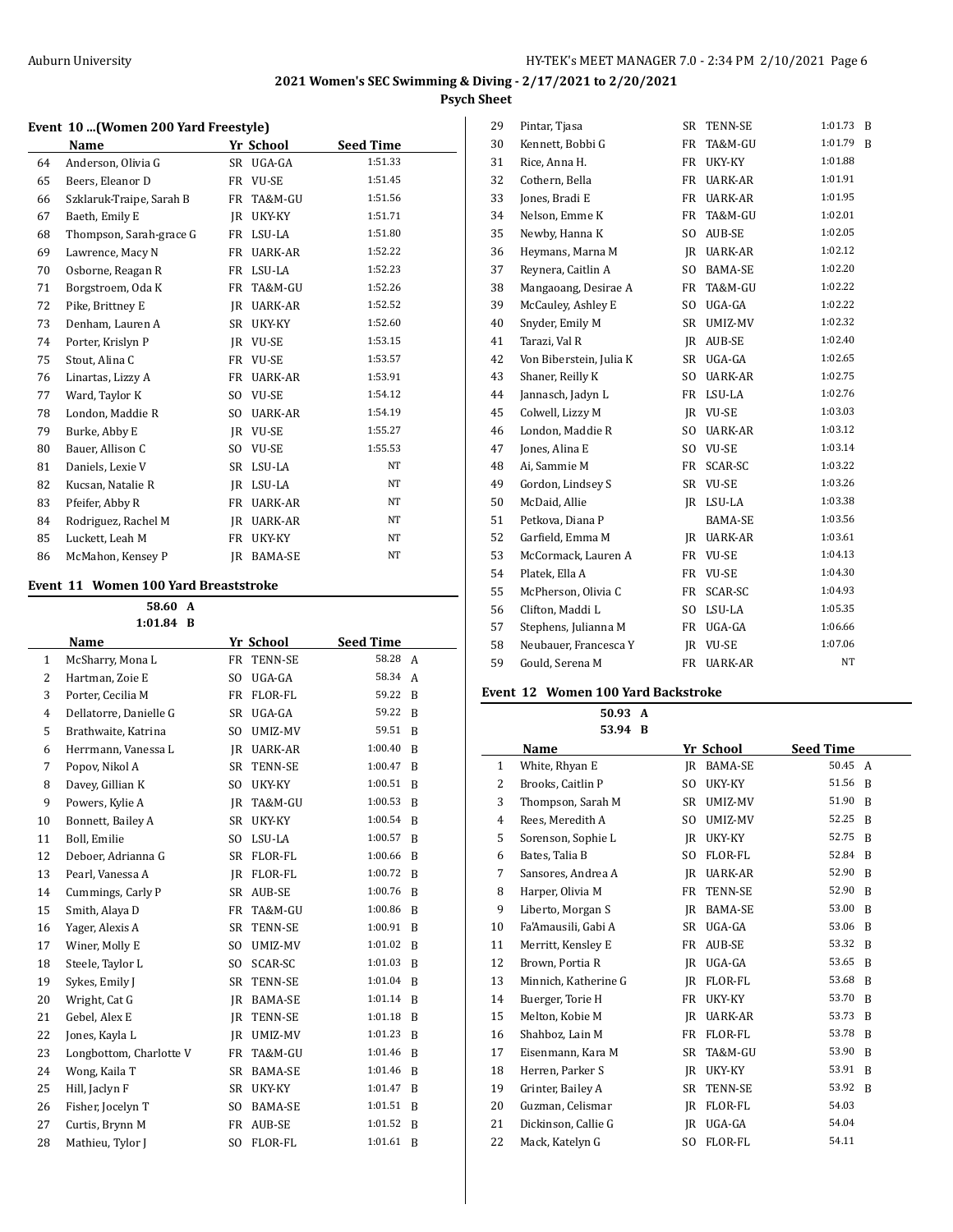2021 Women's SEC Swimming & Diving - 2/17/2021 to 2/20/2021

**Psych Sheet**

### Event 10 ...(Women 200 Yard Freestyle)

| | Name | Yr | School | Seed Time | |
|---|---|---|---|---|---|
| 64 | Anderson, Olivia G | SR | UGA-GA | 1:51.33 | |
| 65 | Beers, Eleanor D | FR | VU-SE | 1:51.45 | |
| 66 | Szklaruk-Traipe, Sarah B | FR | TA&M-GU | 1:51.56 | |
| 67 | Baeth, Emily E | JR | UKY-KY | 1:51.71 | |
| 68 | Thompson, Sarah-grace G | FR | LSU-LA | 1:51.80 | |
| 69 | Lawrence, Macy N | FR | UARK-AR | 1:52.22 | |
| 70 | Osborne, Reagan R | FR | LSU-LA | 1:52.23 | |
| 71 | Borgstroem, Oda K | FR | TA&M-GU | 1:52.26 | |
| 72 | Pike, Brittney E | JR | UARK-AR | 1:52.52 | |
| 73 | Denham, Lauren A | SR | UKY-KY | 1:52.60 | |
| 74 | Porter, Krislyn P | JR | VU-SE | 1:53.15 | |
| 75 | Stout, Alina C | FR | VU-SE | 1:53.57 | |
| 76 | Linartas, Lizzy A | FR | UARK-AR | 1:53.91 | |
| 77 | Ward, Taylor K | SO | VU-SE | 1:54.12 | |
| 78 | London, Maddie R | SO | UARK-AR | 1:54.19 | |
| 79 | Burke, Abby E | JR | VU-SE | 1:55.27 | |
| 80 | Bauer, Allison C | SO | VU-SE | 1:55.53 | |
| 81 | Daniels, Lexie V | SR | LSU-LA | NT | |
| 82 | Kucsan, Natalie R | JR | LSU-LA | NT | |
| 83 | Pfeifer, Abby R | FR | UARK-AR | NT | |
| 84 | Rodriguez, Rachel M | JR | UARK-AR | NT | |
| 85 | Luckett, Leah M | FR | UKY-KY | NT | |
| 86 | McMahon, Kensey P | JR | BAMA-SE | NT | |

### Event 11 Women 100 Yard Breaststroke

58.60 A
1:01.84 B

| | Name | Yr | School | Seed Time | |
|---|---|---|---|---|---|
| 1 | McSharry, Mona L | FR | TENN-SE | 58.28 | A |
| 2 | Hartman, Zoie E | SO | UGA-GA | 58.34 | A |
| 3 | Porter, Cecilia M | FR | FLOR-FL | 59.22 | B |
| 4 | Dellatorre, Danielle G | SR | UGA-GA | 59.22 | B |
| 5 | Brathwaite, Katrina | SO | UMIZ-MV | 59.51 | B |
| 6 | Herrmann, Vanessa L | JR | UARK-AR | 1:00.40 | B |
| 7 | Popov, Nikol A | SR | TENN-SE | 1:00.47 | B |
| 8 | Davey, Gillian K | SO | UKY-KY | 1:00.51 | B |
| 9 | Powers, Kylie A | JR | TA&M-GU | 1:00.53 | B |
| 10 | Bonnett, Bailey A | SR | UKY-KY | 1:00.54 | B |
| 11 | Boll, Emilie | SO | LSU-LA | 1:00.57 | B |
| 12 | Deboer, Adrianna G | SR | FLOR-FL | 1:00.66 | B |
| 13 | Pearl, Vanessa A | JR | FLOR-FL | 1:00.72 | B |
| 14 | Cummings, Carly P | SR | AUB-SE | 1:00.76 | B |
| 15 | Smith, Alaya D | FR | TA&M-GU | 1:00.86 | B |
| 16 | Yager, Alexis A | SR | TENN-SE | 1:00.91 | B |
| 17 | Winer, Molly E | SO | UMIZ-MV | 1:01.02 | B |
| 18 | Steele, Taylor L | SO | SCAR-SC | 1:01.03 | B |
| 19 | Sykes, Emily J | SR | TENN-SE | 1:01.04 | B |
| 20 | Wright, Cat G | JR | BAMA-SE | 1:01.14 | B |
| 21 | Gebel, Alex E | JR | TENN-SE | 1:01.18 | B |
| 22 | Jones, Kayla L | JR | UMIZ-MV | 1:01.23 | B |
| 23 | Longbottom, Charlotte V | FR | TA&M-GU | 1:01.46 | B |
| 24 | Wong, Kaila T | SR | BAMA-SE | 1:01.46 | B |
| 25 | Hill, Jaclyn F | SR | UKY-KY | 1:01.47 | B |
| 26 | Fisher, Jocelyn T | SO | BAMA-SE | 1:01.51 | B |
| 27 | Curtis, Brynn M | FR | AUB-SE | 1:01.52 | B |
| 28 | Mathieu, Tylor J | SO | FLOR-FL | 1:01.61 | B |
| 29 | Pintar, Tjasa | SR | TENN-SE | 1:01.73 | B |
| 30 | Kennett, Bobbi G | FR | TA&M-GU | 1:01.79 | B |
| 31 | Rice, Anna H. | FR | UKY-KY | 1:01.88 | |
| 32 | Cothern, Bella | FR | UARK-AR | 1:01.91 | |
| 33 | Jones, Bradi E | FR | UARK-AR | 1:01.95 | |
| 34 | Nelson, Emme K | FR | TA&M-GU | 1:02.01 | |
| 35 | Newby, Hanna K | SO | AUB-SE | 1:02.05 | |
| 36 | Heymans, Marna M | JR | UARK-AR | 1:02.12 | |
| 37 | Reynera, Caitlin A | SO | BAMA-SE | 1:02.20 | |
| 38 | Mangaoang, Desirae A | FR | TA&M-GU | 1:02.22 | |
| 39 | McCauley, Ashley E | SO | UGA-GA | 1:02.22 | |
| 40 | Snyder, Emily M | SR | UMIZ-MV | 1:02.32 | |
| 41 | Tarazi, Val R | JR | AUB-SE | 1:02.40 | |
| 42 | Von Biberstein, Julia K | SR | UGA-GA | 1:02.65 | |
| 43 | Shaner, Reilly K | SO | UARK-AR | 1:02.75 | |
| 44 | Jannasch, Jadyn L | FR | LSU-LA | 1:02.76 | |
| 45 | Colwell, Lizzy M | JR | VU-SE | 1:03.03 | |
| 46 | London, Maddie R | SO | UARK-AR | 1:03.12 | |
| 47 | Jones, Alina E | SO | VU-SE | 1:03.14 | |
| 48 | Ai, Sammie M | FR | SCAR-SC | 1:03.22 | |
| 49 | Gordon, Lindsey S | SR | VU-SE | 1:03.26 | |
| 50 | McDaid, Allie | JR | LSU-LA | 1:03.38 | |
| 51 | Petkova, Diana P | | BAMA-SE | 1:03.56 | |
| 52 | Garfield, Emma M | JR | UARK-AR | 1:03.61 | |
| 53 | McCormack, Lauren A | FR | VU-SE | 1:04.13 | |
| 54 | Platek, Ella A | FR | VU-SE | 1:04.30 | |
| 55 | McPherson, Olivia C | FR | SCAR-SC | 1:04.93 | |
| 56 | Clifton, Maddi L | SO | LSU-LA | 1:05.35 | |
| 57 | Stephens, Julianna M | FR | UGA-GA | 1:06.66 | |
| 58 | Neubauer, Francesca Y | JR | VU-SE | 1:07.06 | |
| 59 | Gould, Serena M | FR | UARK-AR | NT | |

### Event 12 Women 100 Yard Backstroke

50.93 A
53.94 B

| | Name | Yr | School | Seed Time | |
|---|---|---|---|---|---|
| 1 | White, Rhyan E | JR | BAMA-SE | 50.45 | A |
| 2 | Brooks, Caitlin P | SO | UKY-KY | 51.56 | B |
| 3 | Thompson, Sarah M | SR | UMIZ-MV | 51.90 | B |
| 4 | Rees, Meredith A | SO | UMIZ-MV | 52.25 | B |
| 5 | Sorenson, Sophie L | JR | UKY-KY | 52.75 | B |
| 6 | Bates, Talia B | SO | FLOR-FL | 52.84 | B |
| 7 | Sansores, Andrea A | JR | UARK-AR | 52.90 | B |
| 8 | Harper, Olivia M | FR | TENN-SE | 52.90 | B |
| 9 | Liberto, Morgan S | JR | BAMA-SE | 53.00 | B |
| 10 | Fa'Amausili, Gabi A | SR | UGA-GA | 53.06 | B |
| 11 | Merritt, Kensley E | FR | AUB-SE | 53.32 | B |
| 12 | Brown, Portia R | JR | UGA-GA | 53.65 | B |
| 13 | Minnich, Katherine G | JR | FLOR-FL | 53.68 | B |
| 14 | Buerger, Torie H | FR | UKY-KY | 53.70 | B |
| 15 | Melton, Kobie M | JR | UARK-AR | 53.73 | B |
| 16 | Shahboz, Lain M | FR | FLOR-FL | 53.78 | B |
| 17 | Eisenmann, Kara M | SR | TA&M-GU | 53.90 | B |
| 18 | Herren, Parker S | JR | UKY-KY | 53.91 | B |
| 19 | Grinter, Bailey A | SR | TENN-SE | 53.92 | B |
| 20 | Guzman, Celismar | JR | FLOR-FL | 54.03 | |
| 21 | Dickinson, Callie G | JR | UGA-GA | 54.04 | |
| 22 | Mack, Katelyn G | SO | FLOR-FL | 54.11 | |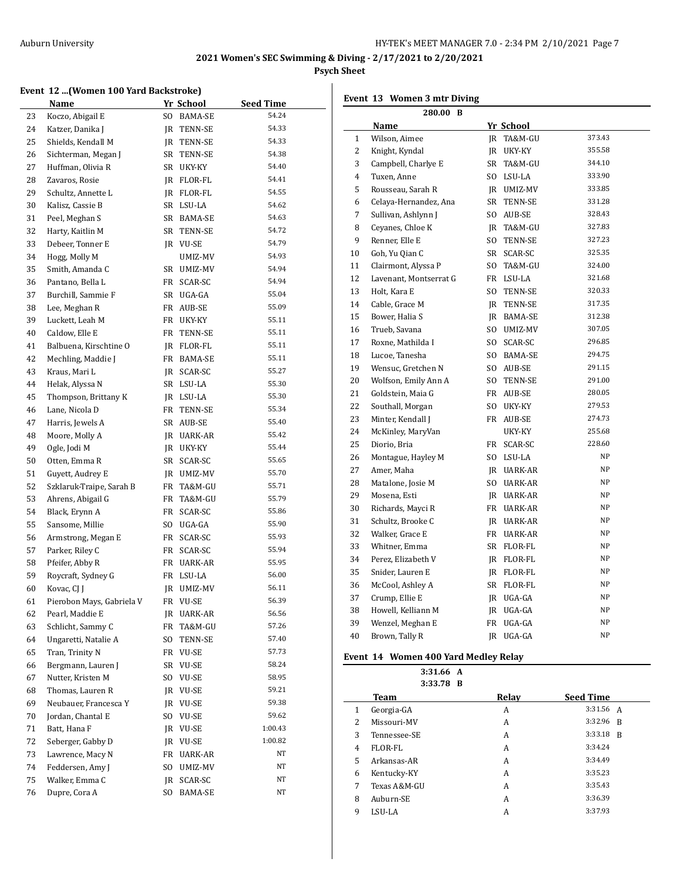**2021 Women's SEC Swimming & Diving - 2/17/2021 to 2/20/2021**

**Psych Sheet**

### Event 12 ...(Women 100 Yard Backstroke)

| | Name | Yr | School | Seed Time |
|---|---|---|---|---|
| 23 | Koczo, Abigail E | SO | BAMA-SE | 54.24 |
| 24 | Katzer, Danika J | JR | TENN-SE | 54.33 |
| 25 | Shields, Kendall M | JR | TENN-SE | 54.33 |
| 26 | Sichterman, Megan J | SR | TENN-SE | 54.38 |
| 27 | Huffman, Olivia R | SR | UKY-KY | 54.40 |
| 28 | Zavaros, Rosie | JR | FLOR-FL | 54.41 |
| 29 | Schultz, Annette L | JR | FLOR-FL | 54.55 |
| 30 | Kalisz, Cassie B | SR | LSU-LA | 54.62 |
| 31 | Peel, Meghan S | SR | BAMA-SE | 54.63 |
| 32 | Harty, Kaitlin M | SR | TENN-SE | 54.72 |
| 33 | Debeer, Tonner E | JR | VU-SE | 54.79 |
| 34 | Hogg, Molly M | | UMIZ-MV | 54.93 |
| 35 | Smith, Amanda C | SR | UMIZ-MV | 54.94 |
| 36 | Pantano, Bella L | FR | SCAR-SC | 54.94 |
| 37 | Burchill, Sammie F | SR | UGA-GA | 55.04 |
| 38 | Lee, Meghan R | FR | AUB-SE | 55.09 |
| 39 | Luckett, Leah M | FR | UKY-KY | 55.11 |
| 40 | Caldow, Elle E | FR | TENN-SE | 55.11 |
| 41 | Balbuena, Kirschtine O | JR | FLOR-FL | 55.11 |
| 42 | Mechling, Maddie J | FR | BAMA-SE | 55.11 |
| 43 | Kraus, Mari L | JR | SCAR-SC | 55.27 |
| 44 | Helak, Alyssa N | SR | LSU-LA | 55.30 |
| 45 | Thompson, Brittany K | JR | LSU-LA | 55.30 |
| 46 | Lane, Nicola D | FR | TENN-SE | 55.34 |
| 47 | Harris, Jewels A | SR | AUB-SE | 55.40 |
| 48 | Moore, Molly A | JR | UARK-AR | 55.42 |
| 49 | Ogle, Jodi M | JR | UKY-KY | 55.44 |
| 50 | Otten, Emma R | SR | SCAR-SC | 55.65 |
| 51 | Guyett, Audrey E | JR | UMIZ-MV | 55.70 |
| 52 | Szklaruk-Traipe, Sarah B | FR | TA&M-GU | 55.71 |
| 53 | Ahrens, Abigail G | FR | TA&M-GU | 55.79 |
| 54 | Black, Erynn A | FR | SCAR-SC | 55.86 |
| 55 | Sansome, Millie | SO | UGA-GA | 55.90 |
| 56 | Armstrong, Megan E | FR | SCAR-SC | 55.93 |
| 57 | Parker, Riley C | FR | SCAR-SC | 55.94 |
| 58 | Pfeifer, Abby R | FR | UARK-AR | 55.95 |
| 59 | Roycraft, Sydney G | FR | LSU-LA | 56.00 |
| 60 | Kovac, CJ J | JR | UMIZ-MV | 56.11 |
| 61 | Pierobon Mays, Gabriela V | FR | VU-SE | 56.39 |
| 62 | Pearl, Maddie E | JR | UARK-AR | 56.56 |
| 63 | Schlicht, Sammy C | FR | TA&M-GU | 57.26 |
| 64 | Ungaretti, Natalie A | SO | TENN-SE | 57.40 |
| 65 | Tran, Trinity N | FR | VU-SE | 57.73 |
| 66 | Bergmann, Lauren J | SR | VU-SE | 58.24 |
| 67 | Nutter, Kristen M | SO | VU-SE | 58.95 |
| 68 | Thomas, Lauren R | JR | VU-SE | 59.21 |
| 69 | Neubauer, Francesca Y | JR | VU-SE | 59.38 |
| 70 | Jordan, Chantal E | SO | VU-SE | 59.62 |
| 71 | Batt, Hana F | JR | VU-SE | 1:00.43 |
| 72 | Seberger, Gabby D | JR | VU-SE | 1:00.82 |
| 73 | Lawrence, Macy N | FR | UARK-AR | NT |
| 74 | Feddersen, Amy J | SO | UMIZ-MV | NT |
| 75 | Walker, Emma C | JR | SCAR-SC | NT |
| 76 | Dupre, Cora A | SO | BAMA-SE | NT |

### Event 13 Women 3 mtr Diving

280.00 B

| | Name | Yr | School | |
|---|---|---|---|---|
| 1 | Wilson, Aimee | JR | TA&M-GU | 373.43 |
| 2 | Knight, Kyndal | JR | UKY-KY | 355.58 |
| 3 | Campbell, Charlye E | SR | TA&M-GU | 344.10 |
| 4 | Tuxen, Anne | SO | LSU-LA | 333.90 |
| 5 | Rousseau, Sarah R | JR | UMIZ-MV | 333.85 |
| 6 | Celaya-Hernandez, Ana | SR | TENN-SE | 331.28 |
| 7 | Sullivan, Ashlynn J | SO | AUB-SE | 328.43 |
| 8 | Ceyanes, Chloe K | JR | TA&M-GU | 327.83 |
| 9 | Renner, Elle E | SO | TENN-SE | 327.23 |
| 10 | Goh, Yu Qian C | SR | SCAR-SC | 325.35 |
| 11 | Clairmont, Alyssa P | SO | TA&M-GU | 324.00 |
| 12 | Lavenant, Montserrat G | FR | LSU-LA | 321.68 |
| 13 | Holt, Kara E | SO | TENN-SE | 320.33 |
| 14 | Cable, Grace M | JR | TENN-SE | 317.35 |
| 15 | Bower, Halia S | JR | BAMA-SE | 312.38 |
| 16 | Trueb, Savana | SO | UMIZ-MV | 307.05 |
| 17 | Roxne, Mathilda I | SO | SCAR-SC | 296.85 |
| 18 | Lucoe, Tanesha | SO | BAMA-SE | 294.75 |
| 19 | Wensuc, Gretchen N | SO | AUB-SE | 291.15 |
| 20 | Wolfson, Emily Ann A | SO | TENN-SE | 291.00 |
| 21 | Goldstein, Maia G | FR | AUB-SE | 280.05 |
| 22 | Southall, Morgan | SO | UKY-KY | 279.53 |
| 23 | Minter, Kendall J | FR | AUB-SE | 274.73 |
| 24 | McKinley, MaryVan | | UKY-KY | 255.68 |
| 25 | Diorio, Bria | FR | SCAR-SC | 228.60 |
| 26 | Montague, Hayley M | SO | LSU-LA | NP |
| 27 | Amer, Maha | JR | UARK-AR | NP |
| 28 | Matalone, Josie M | SO | UARK-AR | NP |
| 29 | Mosena, Esti | JR | UARK-AR | NP |
| 30 | Richards, Mayci R | FR | UARK-AR | NP |
| 31 | Schultz, Brooke C | JR | UARK-AR | NP |
| 32 | Walker, Grace E | FR | UARK-AR | NP |
| 33 | Whitner, Emma | SR | FLOR-FL | NP |
| 34 | Perez, Elizabeth V | JR | FLOR-FL | NP |
| 35 | Snider, Lauren E | JR | FLOR-FL | NP |
| 36 | McCool, Ashley A | SR | FLOR-FL | NP |
| 37 | Crump, Ellie E | JR | UGA-GA | NP |
| 38 | Howell, Kelliann M | JR | UGA-GA | NP |
| 39 | Wenzel, Meghan E | FR | UGA-GA | NP |
| 40 | Brown, Tally R | JR | UGA-GA | NP |

### Event 14 Women 400 Yard Medley Relay

3:31.66 A
3:33.78 B

| | Team | Relay | Seed Time | |
|---|---|---|---|---|
| 1 | Georgia-GA | A | 3:31.56 | A |
| 2 | Missouri-MV | A | 3:32.96 | B |
| 3 | Tennessee-SE | A | 3:33.18 | B |
| 4 | FLOR-FL | A | 3:34.24 | |
| 5 | Arkansas-AR | A | 3:34.49 | |
| 6 | Kentucky-KY | A | 3:35.23 | |
| 7 | Texas A&M-GU | A | 3:35.43 | |
| 8 | Auburn-SE | A | 3:36.39 | |
| 9 | LSU-LA | A | 3:37.93 | |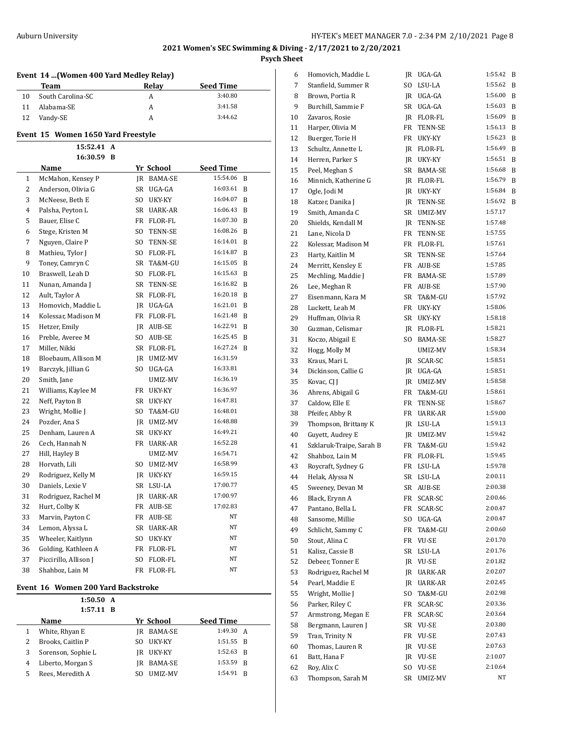## 2021 Women's SEC Swimming & Diving - 2/17/2021 to 2/20/2021

### Psych Sheet

#### Event 14 ...(Women 400 Yard Medley Relay)

| | Team | Relay | Seed Time |
|---|---|---|---|
| 10 | South Carolina-SC | A | 3:40.80 |
| 11 | Alabama-SE | A | 3:41.58 |
| 12 | Vandy-SE | A | 3:44.62 |

#### Event 15 Women 1650 Yard Freestyle

15:52.41 A
16:30.59 B

| | Name | Yr | School | Seed Time | |
|---|---|---|---|---|---|
| 1 | McMahon, Kensey P | JR | BAMA-SE | 15:54.06 | B |
| 2 | Anderson, Olivia G | SR | UGA-GA | 16:03.61 | B |
| 3 | McNeese, Beth E | SO | UKY-KY | 16:04.07 | B |
| 4 | Palsha, Peyton L | SR | UARK-AR | 16:06.43 | B |
| 5 | Bauer, Elise C | FR | FLOR-FL | 16:07.30 | B |
| 6 | Stege, Kristen M | SO | TENN-SE | 16:08.26 | B |
| 7 | Nguyen, Claire P | SO | TENN-SE | 16:14.01 | B |
| 8 | Mathieu, Tylor J | SO | FLOR-FL | 16:14.87 | B |
| 9 | Toney, Camryn C | SR | TA&M-GU | 16:15.05 | B |
| 10 | Braswell, Leah D | SO | FLOR-FL | 16:15.63 | B |
| 11 | Nunan, Amanda J | SR | TENN-SE | 16:16.82 | B |
| 12 | Ault, Taylor A | SR | FLOR-FL | 16:20.18 | B |
| 13 | Homovich, Maddie L | JR | UGA-GA | 16:21.01 | B |
| 14 | Kolessar, Madison M | FR | FLOR-FL | 16:21.48 | B |
| 15 | Hetzer, Emily | JR | AUB-SE | 16:22.91 | B |
| 16 | Preble, Averee M | SO | AUB-SE | 16:25.45 | B |
| 17 | Miller, Nikki | SR | FLOR-FL | 16:27.24 | B |
| 18 | Bloebaum, Allison M | JR | UMIZ-MV | 16:31.59 | |
| 19 | Barczyk, Jillian G | SO | UGA-GA | 16:33.81 | |
| 20 | Smith, Jane | | UMIZ-MV | 16:36.19 | |
| 21 | Williams, Kaylee M | FR | UKY-KY | 16:36.97 | |
| 22 | Neff, Payton B | SR | UKY-KY | 16:47.81 | |
| 23 | Wright, Mollie J | SO | TA&M-GU | 16:48.01 | |
| 24 | Pozder, Ana S | JR | UMIZ-MV | 16:48.88 | |
| 25 | Denham, Lauren A | SR | UKY-KY | 16:49.21 | |
| 26 | Cech, Hannah N | FR | UARK-AR | 16:52.28 | |
| 27 | Hill, Hayley B | | UMIZ-MV | 16:54.71 | |
| 28 | Horvath, Lili | SO | UMIZ-MV | 16:58.99 | |
| 29 | Rodriguez, Kelly M | JR | UKY-KY | 16:59.15 | |
| 30 | Daniels, Lexie V | SR | LSU-LA | 17:00.77 | |
| 31 | Rodriguez, Rachel M | JR | UARK-AR | 17:00.97 | |
| 32 | Hurt, Colby K | FR | AUB-SE | 17:02.83 | |
| 33 | Marvin, Payton C | FR | AUB-SE | NT | |
| 34 | Lemon, Alyssa L | SR | UARK-AR | NT | |
| 35 | Wheeler, Kaitlynn | SO | UKY-KY | NT | |
| 36 | Golding, Kathleen A | FR | FLOR-FL | NT | |
| 37 | Piccirillo, Allison J | SO | FLOR-FL | NT | |
| 38 | Shahboz, Lain M | FR | FLOR-FL | NT | |

#### Event 16 Women 200 Yard Backstroke

1:50.50 A
1:57.11 B

| | Name | Yr | School | Seed Time | |
|---|---|---|---|---|---|
| 1 | White, Rhyan E | JR | BAMA-SE | 1:49.30 | A |
| 2 | Brooks, Caitlin P | SO | UKY-KY | 1:51.55 | B |
| 3 | Sorenson, Sophie L | JR | UKY-KY | 1:52.63 | B |
| 4 | Liberto, Morgan S | JR | BAMA-SE | 1:53.59 | B |
| 5 | Rees, Meredith A | SO | UMIZ-MV | 1:54.91 | B |
| 6 | Homovich, Maddie L | JR | UGA-GA | 1:55.42 | B |
| 7 | Stanfield, Summer R | SO | LSU-LA | 1:55.62 | B |
| 8 | Brown, Portia R | JR | UGA-GA | 1:56.00 | B |
| 9 | Burchill, Sammie F | SR | UGA-GA | 1:56.03 | B |
| 10 | Zavaros, Rosie | JR | FLOR-FL | 1:56.09 | B |
| 11 | Harper, Olivia M | FR | TENN-SE | 1:56.13 | B |
| 12 | Buerger, Torie H | FR | UKY-KY | 1:56.23 | B |
| 13 | Schultz, Annette L | JR | FLOR-FL | 1:56.49 | B |
| 14 | Herren, Parker S | JR | UKY-KY | 1:56.51 | B |
| 15 | Peel, Meghan S | SR | BAMA-SE | 1:56.68 | B |
| 16 | Minnich, Katherine G | JR | FLOR-FL | 1:56.79 | B |
| 17 | Ogle, Jodi M | JR | UKY-KY | 1:56.84 | B |
| 18 | Katzer, Danika J | JR | TENN-SE | 1:56.92 | B |
| 19 | Smith, Amanda C | SR | UMIZ-MV | 1:57.17 | |
| 20 | Shields, Kendall M | JR | TENN-SE | 1:57.48 | |
| 21 | Lane, Nicola D | FR | TENN-SE | 1:57.55 | |
| 22 | Kolessar, Madison M | FR | FLOR-FL | 1:57.61 | |
| 23 | Harty, Kaitlin M | SR | TENN-SE | 1:57.64 | |
| 24 | Merritt, Kensley E | FR | AUB-SE | 1:57.85 | |
| 25 | Mechling, Maddie J | FR | BAMA-SE | 1:57.89 | |
| 26 | Lee, Meghan R | FR | AUB-SE | 1:57.90 | |
| 27 | Eisenmann, Kara M | SR | TA&M-GU | 1:57.92 | |
| 28 | Luckett, Leah M | FR | UKY-KY | 1:58.06 | |
| 29 | Huffman, Olivia R | SR | UKY-KY | 1:58.18 | |
| 30 | Guzman, Celismar | JR | FLOR-FL | 1:58.21 | |
| 31 | Koczo, Abigail E | SO | BAMA-SE | 1:58.27 | |
| 32 | Hogg, Molly M | | UMIZ-MV | 1:58.34 | |
| 33 | Kraus, Mari L | JR | SCAR-SC | 1:58.51 | |
| 34 | Dickinson, Callie G | JR | UGA-GA | 1:58.51 | |
| 35 | Kovac, CJ J | JR | UMIZ-MV | 1:58.58 | |
| 36 | Ahrens, Abigail G | FR | TA&M-GU | 1:58.61 | |
| 37 | Caldow, Elle E | FR | TENN-SE | 1:58.67 | |
| 38 | Pfeifer, Abby R | FR | UARK-AR | 1:59.00 | |
| 39 | Thompson, Brittany K | JR | LSU-LA | 1:59.13 | |
| 40 | Guyett, Audrey E | JR | UMIZ-MV | 1:59.42 | |
| 41 | Szklaruk-Traipe, Sarah B | FR | TA&M-GU | 1:59.42 | |
| 42 | Shahboz, Lain M | FR | FLOR-FL | 1:59.45 | |
| 43 | Roycraft, Sydney G | FR | LSU-LA | 1:59.78 | |
| 44 | Helak, Alyssa N | SR | LSU-LA | 2:00.11 | |
| 45 | Sweeney, Devan M | SR | AUB-SE | 2:00.38 | |
| 46 | Black, Erynn A | FR | SCAR-SC | 2:00.46 | |
| 47 | Pantano, Bella L | FR | SCAR-SC | 2:00.47 | |
| 48 | Sansome, Millie | SO | UGA-GA | 2:00.47 | |
| 49 | Schlicht, Sammy C | FR | TA&M-GU | 2:00.60 | |
| 50 | Stout, Alina C | FR | VU-SE | 2:01.70 | |
| 51 | Kalisz, Cassie B | SR | LSU-LA | 2:01.76 | |
| 52 | Debeer, Tonner E | JR | VU-SE | 2:01.82 | |
| 53 | Rodriguez, Rachel M | JR | UARK-AR | 2:02.07 | |
| 54 | Pearl, Maddie E | JR | UARK-AR | 2:02.45 | |
| 55 | Wright, Mollie J | SO | TA&M-GU | 2:02.98 | |
| 56 | Parker, Riley C | FR | SCAR-SC | 2:03.36 | |
| 57 | Armstrong, Megan E | FR | SCAR-SC | 2:03.64 | |
| 58 | Bergmann, Lauren J | SR | VU-SE | 2:03.80 | |
| 59 | Tran, Trinity N | FR | VU-SE | 2:07.43 | |
| 60 | Thomas, Lauren R | JR | VU-SE | 2:07.63 | |
| 61 | Batt, Hana F | JR | VU-SE | 2:10.07 | |
| 62 | Roy, Alix C | SO | VU-SE | 2:10.64 | |
| 63 | Thompson, Sarah M | SR | UMIZ-MV | NT | |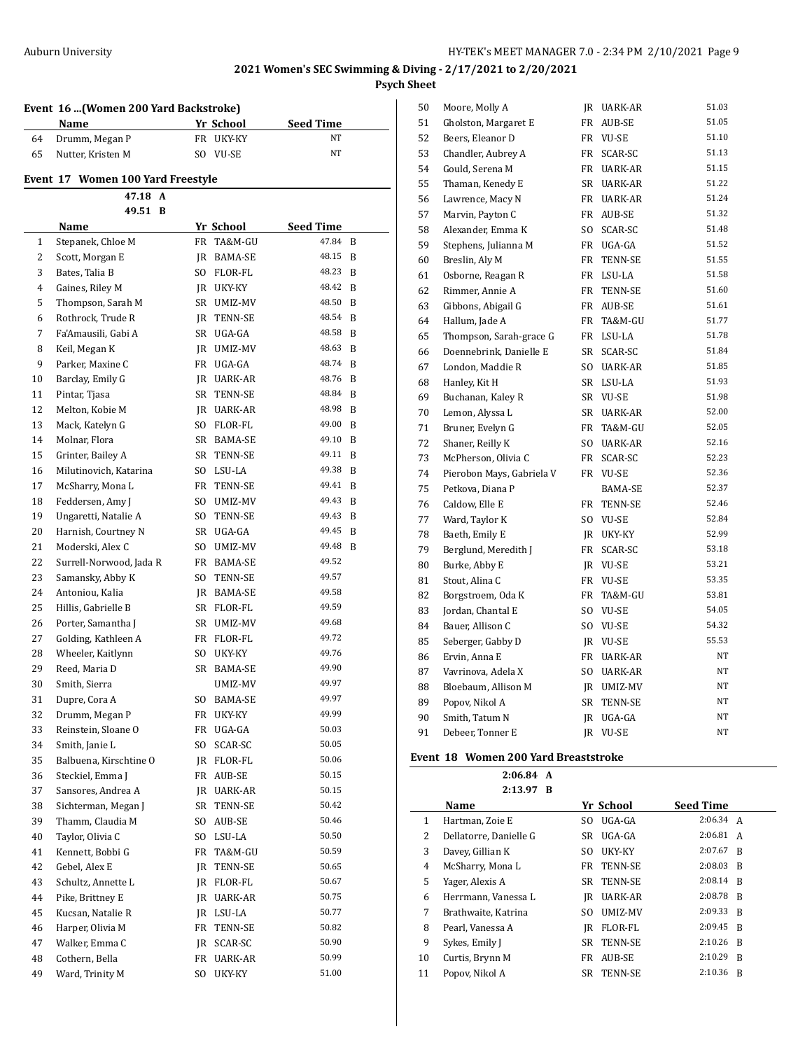**2021 Women's SEC Swimming & Diving - 2/17/2021 to 2/20/2021**

**Psych Sheet**

### Event 16 ...(Women 200 Yard Backstroke)

| | Name | Yr | School | Seed Time |
|---|---|---|---|---|
| 64 | Drumm, Megan P | FR | UKY-KY | NT |
| 65 | Nutter, Kristen M | SO | VU-SE | NT |

### Event 17 Women 100 Yard Freestyle

47.18 A
49.51 B

| | Name | Yr | School | Seed Time | |
|---|---|---|---|---|---|
| 1 | Stepanek, Chloe M | FR | TA&M-GU | 47.84 | B |
| 2 | Scott, Morgan E | JR | BAMA-SE | 48.15 | B |
| 3 | Bates, Talia B | SO | FLOR-FL | 48.23 | B |
| 4 | Gaines, Riley M | JR | UKY-KY | 48.42 | B |
| 5 | Thompson, Sarah M | SR | UMIZ-MV | 48.50 | B |
| 6 | Rothrock, Trude R | JR | TENN-SE | 48.54 | B |
| 7 | Fa'Amausili, Gabi A | SR | UGA-GA | 48.58 | B |
| 8 | Keil, Megan K | JR | UMIZ-MV | 48.63 | B |
| 9 | Parker, Maxine C | FR | UGA-GA | 48.74 | B |
| 10 | Barclay, Emily G | JR | UARK-AR | 48.76 | B |
| 11 | Pintar, Tjasa | SR | TENN-SE | 48.84 | B |
| 12 | Melton, Kobie M | JR | UARK-AR | 48.98 | B |
| 13 | Mack, Katelyn G | SO | FLOR-FL | 49.00 | B |
| 14 | Molnar, Flora | SR | BAMA-SE | 49.10 | B |
| 15 | Grinter, Bailey A | SR | TENN-SE | 49.11 | B |
| 16 | Milutinovich, Katarina | SO | LSU-LA | 49.38 | B |
| 17 | McSharry, Mona L | FR | TENN-SE | 49.41 | B |
| 18 | Feddersen, Amy J | SO | UMIZ-MV | 49.43 | B |
| 19 | Ungaretti, Natalie A | SO | TENN-SE | 49.43 | B |
| 20 | Harnish, Courtney N | SR | UGA-GA | 49.45 | B |
| 21 | Moderski, Alex C | SO | UMIZ-MV | 49.48 | B |
| 22 | Surrell-Norwood, Jada R | FR | BAMA-SE | 49.52 | |
| 23 | Samansky, Abby K | SO | TENN-SE | 49.57 | |
| 24 | Antoniou, Kalia | JR | BAMA-SE | 49.58 | |
| 25 | Hillis, Gabrielle B | SR | FLOR-FL | 49.59 | |
| 26 | Porter, Samantha J | SR | UMIZ-MV | 49.68 | |
| 27 | Golding, Kathleen A | FR | FLOR-FL | 49.72 | |
| 28 | Wheeler, Kaitlynn | SO | UKY-KY | 49.76 | |
| 29 | Reed, Maria D | SR | BAMA-SE | 49.90 | |
| 30 | Smith, Sierra | | UMIZ-MV | 49.97 | |
| 31 | Dupre, Cora A | SO | BAMA-SE | 49.97 | |
| 32 | Drumm, Megan P | FR | UKY-KY | 49.99 | |
| 33 | Reinstein, Sloane O | FR | UGA-GA | 50.03 | |
| 34 | Smith, Janie L | SO | SCAR-SC | 50.05 | |
| 35 | Balbuena, Kirschtine O | JR | FLOR-FL | 50.06 | |
| 36 | Steckiel, Emma J | FR | AUB-SE | 50.15 | |
| 37 | Sansores, Andrea A | JR | UARK-AR | 50.15 | |
| 38 | Sichterman, Megan J | SR | TENN-SE | 50.42 | |
| 39 | Thamm, Claudia M | SO | AUB-SE | 50.46 | |
| 40 | Taylor, Olivia C | SO | LSU-LA | 50.50 | |
| 41 | Kennett, Bobbi G | FR | TA&M-GU | 50.59 | |
| 42 | Gebel, Alex E | JR | TENN-SE | 50.65 | |
| 43 | Schultz, Annette L | JR | FLOR-FL | 50.67 | |
| 44 | Pike, Brittney E | JR | UARK-AR | 50.75 | |
| 45 | Kucsan, Natalie R | JR | LSU-LA | 50.77 | |
| 46 | Harper, Olivia M | FR | TENN-SE | 50.82 | |
| 47 | Walker, Emma C | JR | SCAR-SC | 50.90 | |
| 48 | Cothern, Bella | FR | UARK-AR | 50.99 | |
| 49 | Ward, Trinity M | SO | UKY-KY | 51.00 | |
| 50 | Moore, Molly A | JR | UARK-AR | 51.03 | |
| 51 | Gholston, Margaret E | FR | AUB-SE | 51.05 | |
| 52 | Beers, Eleanor D | FR | VU-SE | 51.10 | |
| 53 | Chandler, Aubrey A | FR | SCAR-SC | 51.13 | |
| 54 | Gould, Serena M | FR | UARK-AR | 51.15 | |
| 55 | Thaman, Kenedy E | SR | UARK-AR | 51.22 | |
| 56 | Lawrence, Macy N | FR | UARK-AR | 51.24 | |
| 57 | Marvin, Payton C | FR | AUB-SE | 51.32 | |
| 58 | Alexander, Emma K | SO | SCAR-SC | 51.48 | |
| 59 | Stephens, Julianna M | FR | UGA-GA | 51.52 | |
| 60 | Breslin, Aly M | FR | TENN-SE | 51.55 | |
| 61 | Osborne, Reagan R | FR | LSU-LA | 51.58 | |
| 62 | Rimmer, Annie A | FR | TENN-SE | 51.60 | |
| 63 | Gibbons, Abigail G | FR | AUB-SE | 51.61 | |
| 64 | Hallum, Jade A | FR | TA&M-GU | 51.77 | |
| 65 | Thompson, Sarah-grace G | FR | LSU-LA | 51.78 | |
| 66 | Doennebrink, Danielle E | SR | SCAR-SC | 51.84 | |
| 67 | London, Maddie R | SO | UARK-AR | 51.85 | |
| 68 | Hanley, Kit H | SR | LSU-LA | 51.93 | |
| 69 | Buchanan, Kaley R | SR | VU-SE | 51.98 | |
| 70 | Lemon, Alyssa L | SR | UARK-AR | 52.00 | |
| 71 | Bruner, Evelyn G | FR | TA&M-GU | 52.05 | |
| 72 | Shaner, Reilly K | SO | UARK-AR | 52.16 | |
| 73 | McPherson, Olivia C | FR | SCAR-SC | 52.23 | |
| 74 | Pierobon Mays, Gabriela V | FR | VU-SE | 52.36 | |
| 75 | Petkova, Diana P | | BAMA-SE | 52.37 | |
| 76 | Caldow, Elle E | FR | TENN-SE | 52.46 | |
| 77 | Ward, Taylor K | SO | VU-SE | 52.84 | |
| 78 | Baeth, Emily E | JR | UKY-KY | 52.99 | |
| 79 | Berglund, Meredith J | FR | SCAR-SC | 53.18 | |
| 80 | Burke, Abby E | JR | VU-SE | 53.21 | |
| 81 | Stout, Alina C | FR | VU-SE | 53.35 | |
| 82 | Borgstroem, Oda K | FR | TA&M-GU | 53.81 | |
| 83 | Jordan, Chantal E | SO | VU-SE | 54.05 | |
| 84 | Bauer, Allison C | SO | VU-SE | 54.32 | |
| 85 | Seberger, Gabby D | JR | VU-SE | 55.53 | |
| 86 | Ervin, Anna E | FR | UARK-AR | NT | |
| 87 | Vavrinova, Adela X | SO | UARK-AR | NT | |
| 88 | Bloebaum, Allison M | JR | UMIZ-MV | NT | |
| 89 | Popov, Nikol A | SR | TENN-SE | NT | |
| 90 | Smith, Tatum N | JR | UGA-GA | NT | |
| 91 | Debeer, Tonner E | JR | VU-SE | NT | |

### Event 18 Women 200 Yard Breaststroke

2:06.84 A
2:13.97 B

| | Name | Yr | School | Seed Time | |
|---|---|---|---|---|---|
| 1 | Hartman, Zoie E | SO | UGA-GA | 2:06.34 | A |
| 2 | Dellatorre, Danielle G | SR | UGA-GA | 2:06.81 | A |
| 3 | Davey, Gillian K | SO | UKY-KY | 2:07.67 | B |
| 4 | McSharry, Mona L | FR | TENN-SE | 2:08.03 | B |
| 5 | Yager, Alexis A | SR | TENN-SE | 2:08.14 | B |
| 6 | Herrmann, Vanessa L | JR | UARK-AR | 2:08.78 | B |
| 7 | Brathwaite, Katrina | SO | UMIZ-MV | 2:09.33 | B |
| 8 | Pearl, Vanessa A | JR | FLOR-FL | 2:09.45 | B |
| 9 | Sykes, Emily J | SR | TENN-SE | 2:10.26 | B |
| 10 | Curtis, Brynn M | FR | AUB-SE | 2:10.29 | B |
| 11 | Popov, Nikol A | SR | TENN-SE | 2:10.36 | B |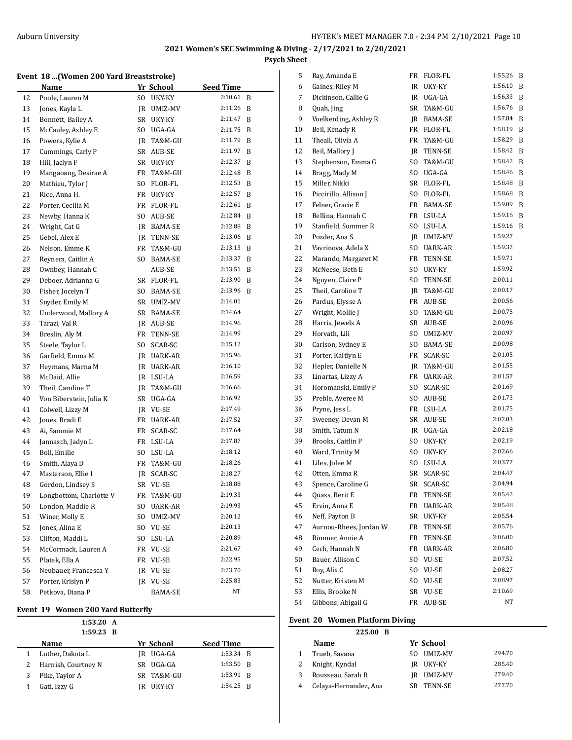## 2021 Women's SEC Swimming & Diving - 2/17/2021 to 2/20/2021

**Psych Sheet**

### Event 18 ...(Women 200 Yard Breaststroke)

| | Name | Yr | School | Seed Time | |
|---|---|---|---|---|---|
| 12 | Poole, Lauren M | SO | UKY-KY | 2:10.61 | B |
| 13 | Jones, Kayla L | JR | UMIZ-MV | 2:11.26 | B |
| 14 | Bonnett, Bailey A | SR | UKY-KY | 2:11.47 | B |
| 15 | McCauley, Ashley E | SO | UGA-GA | 2:11.75 | B |
| 16 | Powers, Kylie A | JR | TA&M-GU | 2:11.79 | B |
| 17 | Cummings, Carly P | SR | AUB-SE | 2:11.97 | B |
| 18 | Hill, Jaclyn F | SR | UKY-KY | 2:12.37 | B |
| 19 | Mangaoang, Desirae A | FR | TA&M-GU | 2:12.48 | B |
| 20 | Mathieu, Tylor J | SO | FLOR-FL | 2:12.53 | B |
| 21 | Rice, Anna H. | FR | UKY-KY | 2:12.57 | B |
| 22 | Porter, Cecilia M | FR | FLOR-FL | 2:12.61 | B |
| 23 | Newby, Hanna K | SO | AUB-SE | 2:12.84 | B |
| 24 | Wright, Cat G | JR | BAMA-SE | 2:12.88 | B |
| 25 | Gebel, Alex E | JR | TENN-SE | 2:13.06 | B |
| 26 | Nelson, Emme K | FR | TA&M-GU | 2:13.13 | B |
| 27 | Reynera, Caitlin A | SO | BAMA-SE | 2:13.37 | B |
| 28 | Ownbey, Hannah C | | AUB-SE | 2:13.51 | B |
| 29 | Deboer, Adrianna G | SR | FLOR-FL | 2:13.90 | B |
| 30 | Fisher, Jocelyn T | SO | BAMA-SE | 2:13.96 | B |
| 31 | Snyder, Emily M | SR | UMIZ-MV | 2:14.01 | |
| 32 | Underwood, Mallory A | SR | BAMA-SE | 2:14.64 | |
| 33 | Tarazi, Val R | JR | AUB-SE | 2:14.96 | |
| 34 | Breslin, Aly M | FR | TENN-SE | 2:14.99 | |
| 35 | Steele, Taylor L | SO | SCAR-SC | 2:15.12 | |
| 36 | Garfield, Emma M | JR | UARK-AR | 2:15.96 | |
| 37 | Heymans, Marna M | JR | UARK-AR | 2:16.10 | |
| 38 | McDaid, Allie | JR | LSU-LA | 2:16.59 | |
| 39 | Theil, Caroline T | JR | TA&M-GU | 2:16.66 | |
| 40 | Von Biberstein, Julia K | SR | UGA-GA | 2:16.92 | |
| 41 | Colwell, Lizzy M | JR | VU-SE | 2:17.49 | |
| 42 | Jones, Bradi E | FR | UARK-AR | 2:17.52 | |
| 43 | Ai, Sammie M | FR | SCAR-SC | 2:17.64 | |
| 44 | Jannasch, Jadyn L | FR | LSU-LA | 2:17.87 | |
| 45 | Boll, Emilie | SO | LSU-LA | 2:18.12 | |
| 46 | Smith, Alaya D | FR | TA&M-GU | 2:18.26 | |
| 47 | Masterson, Ellie I | JR | SCAR-SC | 2:18.27 | |
| 48 | Gordon, Lindsey S | SR | VU-SE | 2:18.88 | |
| 49 | Longbottom, Charlotte V | FR | TA&M-GU | 2:19.33 | |
| 50 | London, Maddie R | SO | UARK-AR | 2:19.93 | |
| 51 | Winer, Molly E | SO | UMIZ-MV | 2:20.12 | |
| 52 | Jones, Alina E | SO | VU-SE | 2:20.13 | |
| 53 | Clifton, Maddi L | SO | LSU-LA | 2:20.89 | |
| 54 | McCormack, Lauren A | FR | VU-SE | 2:21.67 | |
| 55 | Platek, Ella A | FR | VU-SE | 2:22.95 | |
| 56 | Neubauer, Francesca Y | JR | VU-SE | 2:23.70 | |
| 57 | Porter, Krislyn P | JR | VU-SE | 2:25.83 | |
| 58 | Petkova, Diana P | | BAMA-SE | NT | |

### Event 19 Women 200 Yard Butterfly

1:53.20 A
1:59.23 B

| | Name | Yr | School | Seed Time | |
|---|---|---|---|---|---|
| 1 | Luther, Dakota L | JR | UGA-GA | 1:53.34 | B |
| 2 | Harnish, Courtney N | SR | UGA-GA | 1:53.50 | B |
| 3 | Pike, Taylor A | SR | TA&M-GU | 1:53.91 | B |
| 4 | Gati, Izzy G | JR | UKY-KY | 1:54.25 | B |
| 5 | Ray, Amanda E | FR | FLOR-FL | 1:55.26 | B |
| 6 | Gaines, Riley M | JR | UKY-KY | 1:56.10 | B |
| 7 | Dickinson, Callie G | JR | UGA-GA | 1:56.33 | B |
| 8 | Quah, Jing | SR | TA&M-GU | 1:56.76 | B |
| 9 | Voelkerding, Ashley R | JR | BAMA-SE | 1:57.84 | B |
| 10 | Beil, Kenady R | FR | FLOR-FL | 1:58.19 | B |
| 11 | Theall, Olivia A | FR | TA&M-GU | 1:58.29 | B |
| 12 | Beil, Mallory J | JR | TENN-SE | 1:58.42 | B |
| 13 | Stephenson, Emma G | SO | TA&M-GU | 1:58.42 | B |
| 14 | Bragg, Mady M | SO | UGA-GA | 1:58.46 | B |
| 15 | Miller, Nikki | SR | FLOR-FL | 1:58.48 | B |
| 16 | Piccirillo, Allison J | SO | FLOR-FL | 1:58.68 | B |
| 17 | Felner, Gracie E | FR | BAMA-SE | 1:59.09 | B |
| 18 | Bellina, Hannah C | FR | LSU-LA | 1:59.16 | B |
| 19 | Stanfield, Summer R | SO | LSU-LA | 1:59.16 | B |
| 20 | Pozder, Ana S | JR | UMIZ-MV | 1:59.27 | |
| 21 | Vavrinova, Adela X | SO | UARK-AR | 1:59.32 | |
| 22 | Marando, Margaret M | FR | TENN-SE | 1:59.71 | |
| 23 | McNeese, Beth E | SO | UKY-KY | 1:59.92 | |
| 24 | Nguyen, Claire P | SO | TENN-SE | 2:00.11 | |
| 25 | Theil, Caroline T | JR | TA&M-GU | 2:00.17 | |
| 26 | Pardus, Elysse A | FR | AUB-SE | 2:00.56 | |
| 27 | Wright, Mollie J | SO | TA&M-GU | 2:00.75 | |
| 28 | Harris, Jewels A | SR | AUB-SE | 2:00.96 | |
| 29 | Horvath, Lili | SO | UMIZ-MV | 2:00.97 | |
| 30 | Carlson, Sydney E | SO | BAMA-SE | 2:00.98 | |
| 31 | Porter, Kaitlyn E | FR | SCAR-SC | 2:01.05 | |
| 32 | Hepler, Danielle N | JR | TA&M-GU | 2:01.55 | |
| 33 | Linartas, Lizzy A | FR | UARK-AR | 2:01.57 | |
| 34 | Horomanski, Emily P | SO | SCAR-SC | 2:01.69 | |
| 35 | Preble, Averee M | SO | AUB-SE | 2:01.73 | |
| 36 | Pryne, Jess L | FR | LSU-LA | 2:01.75 | |
| 37 | Sweeney, Devan M | SR | AUB-SE | 2:02.03 | |
| 38 | Smith, Tatum N | JR | UGA-GA | 2:02.18 | |
| 39 | Brooks, Caitlin P | SO | UKY-KY | 2:02.19 | |
| 40 | Ward, Trinity M | SO | UKY-KY | 2:02.66 | |
| 41 | Liles, Jolee M | SO | LSU-LA | 2:03.77 | |
| 42 | Otten, Emma R | SR | SCAR-SC | 2:04.47 | |
| 43 | Spence, Caroline G | SR | SCAR-SC | 2:04.94 | |
| 44 | Quass, Berit E | FR | TENN-SE | 2:05.42 | |
| 45 | Ervin, Anna E | FR | UARK-AR | 2:05.48 | |
| 46 | Neff, Payton B | SR | UKY-KY | 2:05.54 | |
| 47 | Aurnou-Rhees, Jordan W | FR | TENN-SE | 2:05.76 | |
| 48 | Rimmer, Annie A | FR | TENN-SE | 2:06.00 | |
| 49 | Cech, Hannah N | FR | UARK-AR | 2:06.80 | |
| 50 | Bauer, Allison C | SO | VU-SE | 2:07.52 | |
| 51 | Roy, Alix C | SO | VU-SE | 2:08.27 | |
| 52 | Nutter, Kristen M | SO | VU-SE | 2:08.97 | |
| 53 | Ellis, Brooke N | SR | VU-SE | 2:10.69 | |
| 54 | Gibbons, Abigail G | FR | AUB-SE | NT | |

### Event 20 Women Platform Diving

225.00 B

| | Name | Yr | School | |
|---|---|---|---|---|
| 1 | Trueb, Savana | SO | UMIZ-MV | 294.70 |
| 2 | Knight, Kyndal | JR | UKY-KY | 285.40 |
| 3 | Rousseau, Sarah R | JR | UMIZ-MV | 279.40 |
| 4 | Celaya-Hernandez, Ana | SR | TENN-SE | 277.70 |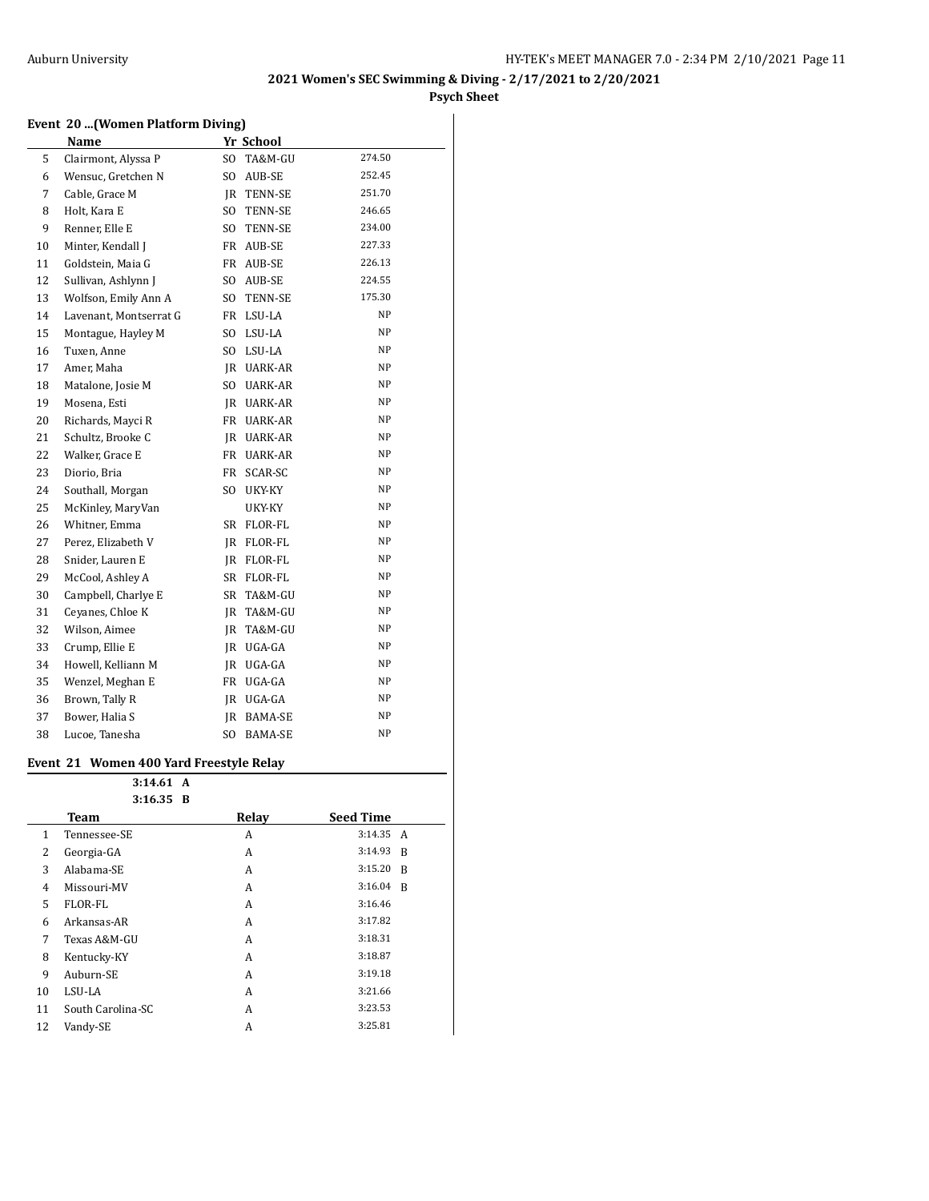**2021 Women's SEC Swimming & Diving - 2/17/2021 to 2/20/2021**

**Psych Sheet**

### Event 20 ...(Women Platform Diving)

| | Name | Yr | School | |
|---|---|---|---|---|
| 5 | Clairmont, Alyssa P | SO | TA&M-GU | 274.50 |
| 6 | Wensuc, Gretchen N | SO | AUB-SE | 252.45 |
| 7 | Cable, Grace M | JR | TENN-SE | 251.70 |
| 8 | Holt, Kara E | SO | TENN-SE | 246.65 |
| 9 | Renner, Elle E | SO | TENN-SE | 234.00 |
| 10 | Minter, Kendall J | FR | AUB-SE | 227.33 |
| 11 | Goldstein, Maia G | FR | AUB-SE | 226.13 |
| 12 | Sullivan, Ashlynn J | SO | AUB-SE | 224.55 |
| 13 | Wolfson, Emily Ann A | SO | TENN-SE | 175.30 |
| 14 | Lavenant, Montserrat G | FR | LSU-LA | NP |
| 15 | Montague, Hayley M | SO | LSU-LA | NP |
| 16 | Tuxen, Anne | SO | LSU-LA | NP |
| 17 | Amer, Maha | JR | UARK-AR | NP |
| 18 | Matalone, Josie M | SO | UARK-AR | NP |
| 19 | Mosena, Esti | JR | UARK-AR | NP |
| 20 | Richards, Mayci R | FR | UARK-AR | NP |
| 21 | Schultz, Brooke C | JR | UARK-AR | NP |
| 22 | Walker, Grace E | FR | UARK-AR | NP |
| 23 | Diorio, Bria | FR | SCAR-SC | NP |
| 24 | Southall, Morgan | SO | UKY-KY | NP |
| 25 | McKinley, MaryVan | | UKY-KY | NP |
| 26 | Whitner, Emma | SR | FLOR-FL | NP |
| 27 | Perez, Elizabeth V | JR | FLOR-FL | NP |
| 28 | Snider, Lauren E | JR | FLOR-FL | NP |
| 29 | McCool, Ashley A | SR | FLOR-FL | NP |
| 30 | Campbell, Charlye E | SR | TA&M-GU | NP |
| 31 | Ceyanes, Chloe K | JR | TA&M-GU | NP |
| 32 | Wilson, Aimee | JR | TA&M-GU | NP |
| 33 | Crump, Ellie E | JR | UGA-GA | NP |
| 34 | Howell, Kelliann M | JR | UGA-GA | NP |
| 35 | Wenzel, Meghan E | FR | UGA-GA | NP |
| 36 | Brown, Tally R | JR | UGA-GA | NP |
| 37 | Bower, Halia S | JR | BAMA-SE | NP |
| 38 | Lucoe, Tanesha | SO | BAMA-SE | NP |

### Event 21 Women 400 Yard Freestyle Relay

**3:14.61 A**
**3:16.35 B**

| | Team | Relay | Seed Time | |
|---|---|---|---|---|
| 1 | Tennessee-SE | A | 3:14.35 | A |
| 2 | Georgia-GA | A | 3:14.93 | B |
| 3 | Alabama-SE | A | 3:15.20 | B |
| 4 | Missouri-MV | A | 3:16.04 | B |
| 5 | FLOR-FL | A | 3:16.46 | |
| 6 | Arkansas-AR | A | 3:17.82 | |
| 7 | Texas A&M-GU | A | 3:18.31 | |
| 8 | Kentucky-KY | A | 3:18.87 | |
| 9 | Auburn-SE | A | 3:19.18 | |
| 10 | LSU-LA | A | 3:21.66 | |
| 11 | South Carolina-SC | A | 3:23.53 | |
| 12 | Vandy-SE | A | 3:25.81 | |